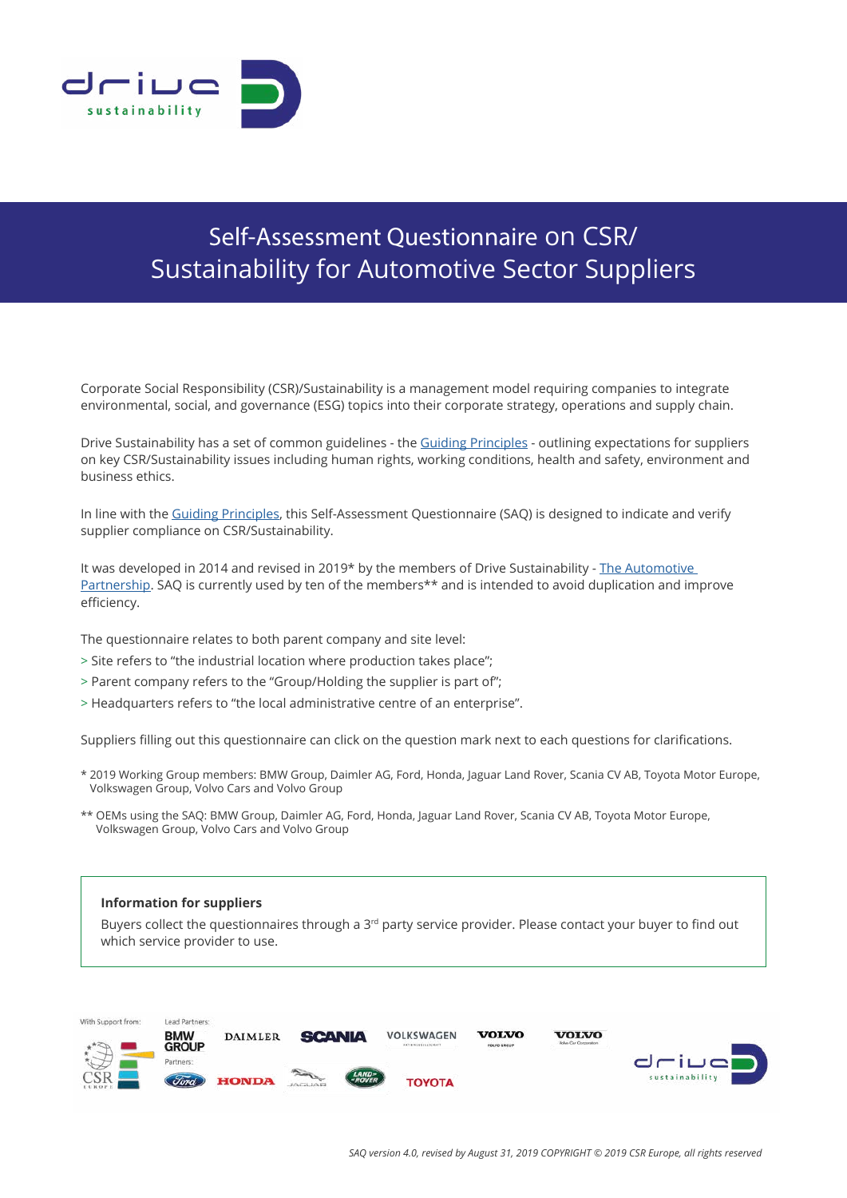# Self-Assessment Questionnaire on CSR/ Sustainability for Automotive Sector Suppliers

Corporate Social Responsibility (CSR)/Sustainability is a management model requiring companies to integrate environmental, social, and governance (ESG) topics into their corporate strategy, operations and supply chain.

Drive Sustainability has a set of common guidelines - the Guiding Principles - outlining expectations for suppliers on key CSR/Sustainability issues including human rights, working conditions, health and safety, environment and business ethics.

In line with the Guiding Principles, this Self-Assessment Questionnaire (SAQ) is designed to indicate and verify supplier compliance on CSR/Sustainability.

It was developed in 2014 and revised in 2019* by the members of Drive Sustainability - The Automotive Partnership. SAQ is currently used by ten of the members** and is intended to avoid duplication and improve efficiency.

The questionnaire relates to both parent company and site level:

> Site refers to "the industrial location where production takes place";
> Parent company refers to the "Group/Holding the supplier is part of";
> Headquarters refers to "the local administrative centre of an enterprise".

Suppliers filling out this questionnaire can click on the question mark next to each questions for clarifications.

* 2019 Working Group members: BMW Group, Daimler AG, Ford, Honda, Jaguar Land Rover, Scania CV AB, Toyota Motor Europe, Volkswagen Group, Volvo Cars and Volvo Group

** OEMs using the SAQ: BMW Group, Daimler AG, Ford, Honda, Jaguar Land Rover, Scania CV AB, Toyota Motor Europe, Volkswagen Group, Volvo Cars and Volvo Group

**Information for suppliers**

Buyers collect the questionnaires through a 3rd party service provider. Please contact your buyer to find out which service provider to use.

With Support from: CSR Europe

Lead Partners: BMW Group, Daimler, Scania, Volkswagen, Volvo, Volvo

Partners: Ford, Honda, Jaguar, Land Rover, Toyota

*SAQ version 4.0, revised by August 31, 2019 COPYRIGHT © 2019 CSR Europe, all rights reserved*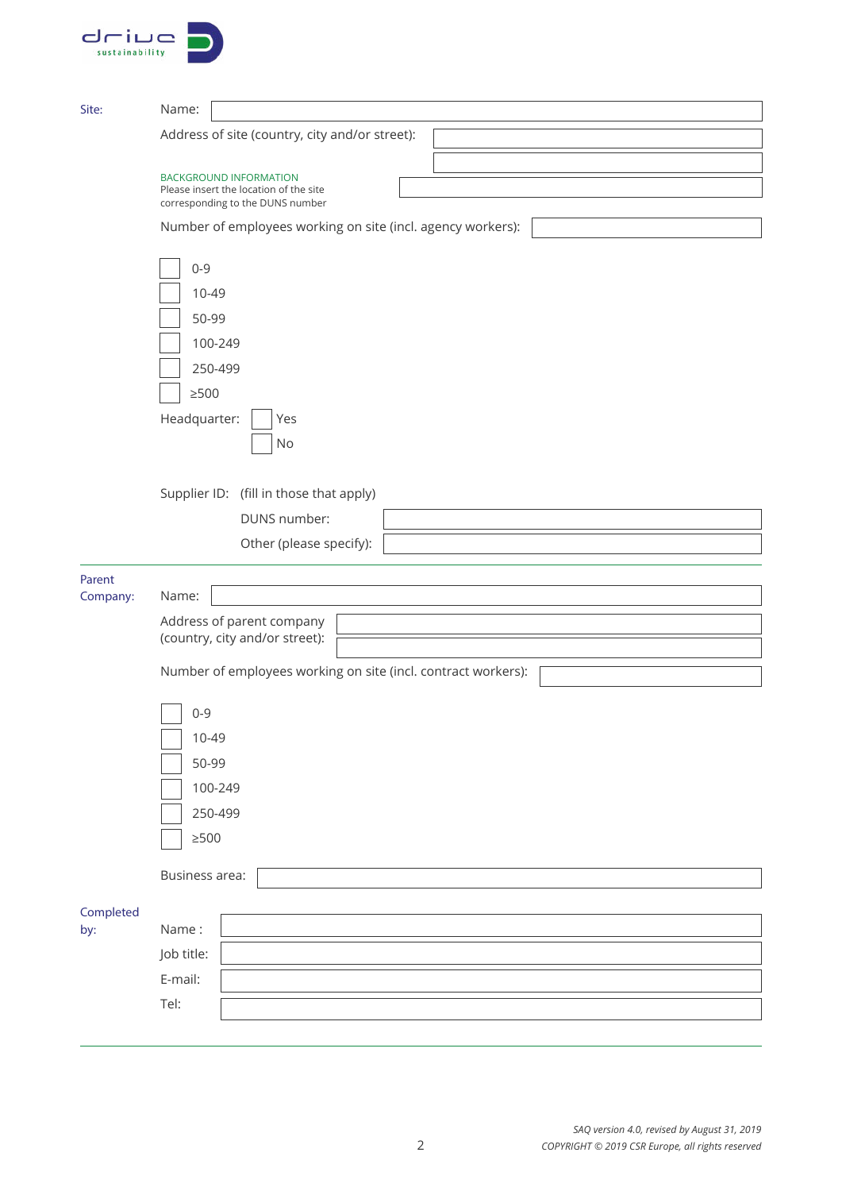**Site:**

Name:

Address of site (country, city and/or street):

BACKGROUND INFORMATION
Please insert the location of the site corresponding to the DUNS number

Number of employees working on site (incl. agency workers):

- ☐ 0-9
- ☐ 10-49
- ☐ 50-99
- ☐ 100-249
- ☐ 250-499
- ☐ ≥500

Headquarter: ☐ Yes ☐ No

Supplier ID: (fill in those that apply)

DUNS number:

Other (please specify):

---

**Parent Company:**

Name:

Address of parent company (country, city and/or street):

Number of employees working on site (incl. contract workers):

- ☐ 0-9
- ☐ 10-49
- ☐ 50-99
- ☐ 100-249
- ☐ 250-499
- ☐ ≥500

Business area:

**Completed by:**

Name :

Job title:

E-mail:

Tel:

---

*SAQ version 4.0, revised by August 31, 2019*
*COPYRIGHT © 2019 CSR Europe, all rights reserved*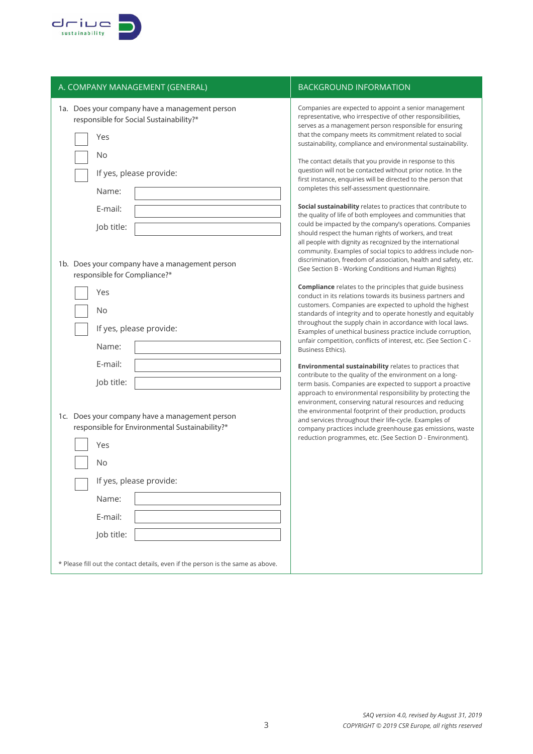| A. COMPANY MANAGEMENT (GENERAL) | BACKGROUND INFORMATION |
|---|---|
| 1a. Does your company have a management person responsible for Social Sustainability?* | Companies are expected to appoint a senior management representative, who irrespective of other responsibilities, serves as a management person responsible for ensuring that the company meets its commitment related to social sustainability, compliance and environmental sustainability. |
| ☐ Yes<br>☐ No<br>☐ If yes, please provide:<br>Name:<br>E-mail:<br>Job title: | The contact details that you provide in response to this question will not be contacted without prior notice. In the first instance, enquiries will be directed to the person that completes this self-assessment questionnaire. |
| 1b. Does your company have a management person responsible for Compliance?*<br>☐ Yes<br>☐ No<br>☐ If yes, please provide:<br>Name:<br>E-mail:<br>Job title: | **Social sustainability** relates to practices that contribute to the quality of life of both employees and communities that could be impacted by the company's operations. Companies should respect the human rights of workers, and treat all people with dignity as recognized by the international community. Examples of social topics to address include non-discrimination, freedom of association, health and safety, etc. (See Section B - Working Conditions and Human Rights)<br><br>**Compliance** relates to the principles that guide business conduct in its relations towards its business partners and customers. Companies are expected to uphold the highest standards of integrity and to operate honestly and equitably throughout the supply chain in accordance with local laws. Examples of unethical business practice include corruption, unfair competition, conflicts of interest, etc. (See Section C - Business Ethics). |
| 1c. Does your company have a management person responsible for Environmental Sustainability?*<br>☐ Yes<br>☐ No<br>☐ If yes, please provide:<br>Name:<br>E-mail:<br>Job title: | **Environmental sustainability** relates to practices that contribute to the quality of the environment on a long-term basis. Companies are expected to support a proactive approach to environmental responsibility by protecting the environment, conserving natural resources and reducing the environmental footprint of their production, products and services throughout their life-cycle. Examples of company practices include greenhouse gas emissions, waste reduction programmes, etc. (See Section D - Environment). |
| * Please fill out the contact details, even if the person is the same as above. | |

*SAQ version 4.0, revised by August 31, 2019*
*COPYRIGHT © 2019 CSR Europe, all rights reserved*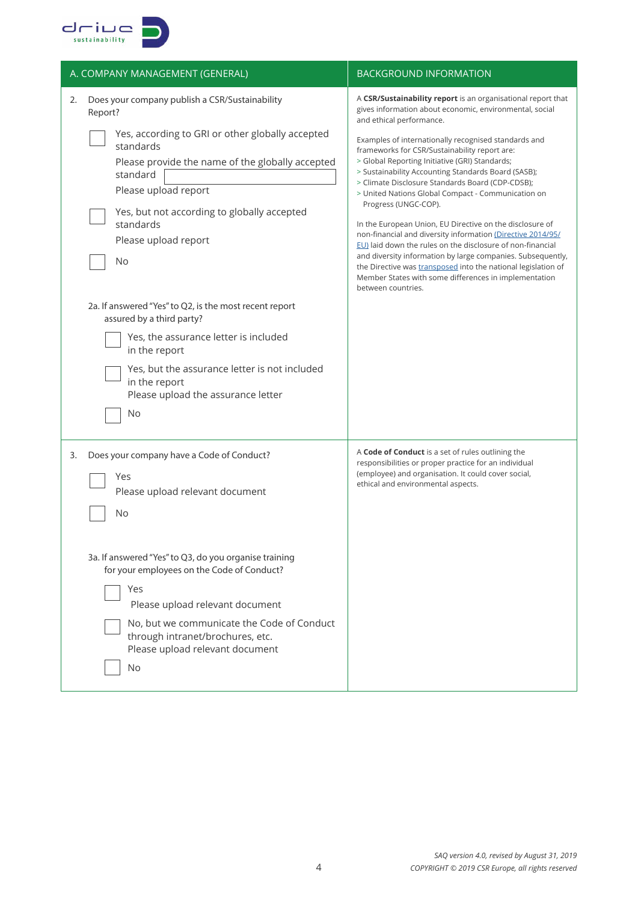| A. COMPANY MANAGEMENT (GENERAL) | BACKGROUND INFORMATION |
|---|---|
| 2. Does your company publish a CSR/Sustainability Report?<br><br>☐ Yes, according to GRI or other globally accepted standards<br>Please provide the name of the globally accepted standard ______<br>Please upload report<br><br>☐ Yes, but not according to globally accepted standards<br>Please upload report<br><br>☐ No<br><br>2a. If answered "Yes" to Q2, is the most recent report assured by a third party?<br><br>☐ Yes, the assurance letter is included in the report<br><br>☐ Yes, but the assurance letter is not included in the report<br>Please upload the assurance letter<br><br>☐ No | A **CSR/Sustainability report** is an organisational report that gives information about economic, environmental, social and ethical performance.<br><br>Examples of internationally recognised standards and frameworks for CSR/Sustainability report are:<br>> Global Reporting Initiative (GRI) Standards;<br>> Sustainability Accounting Standards Board (SASB);<br>> Climate Disclosure Standards Board (CDP-CDSB);<br>> United Nations Global Compact - Communication on Progress (UNGC-COP).<br><br>In the European Union, EU Directive on the disclosure of non-financial and diversity information (Directive 2014/95/EU) laid down the rules on the disclosure of non-financial and diversity information by large companies. Subsequently, the Directive was transposed into the national legislation of Member States with some differences in implementation between countries. |
| 3. Does your company have a Code of Conduct?<br><br>☐ Yes<br>Please upload relevant document<br><br>☐ No<br><br>3a. If answered "Yes" to Q3, do you organise training for your employees on the Code of Conduct?<br><br>☐ Yes<br>Please upload relevant document<br><br>☐ No, but we communicate the Code of Conduct through intranet/brochures, etc.<br>Please upload relevant document<br><br>☐ No | A **Code of Conduct** is a set of rules outlining the responsibilities or proper practice for an individual (employee) and organisation. It could cover social, ethical and environmental aspects. |

*SAQ version 4.0, revised by August 31, 2019*
*COPYRIGHT © 2019 CSR Europe, all rights reserved*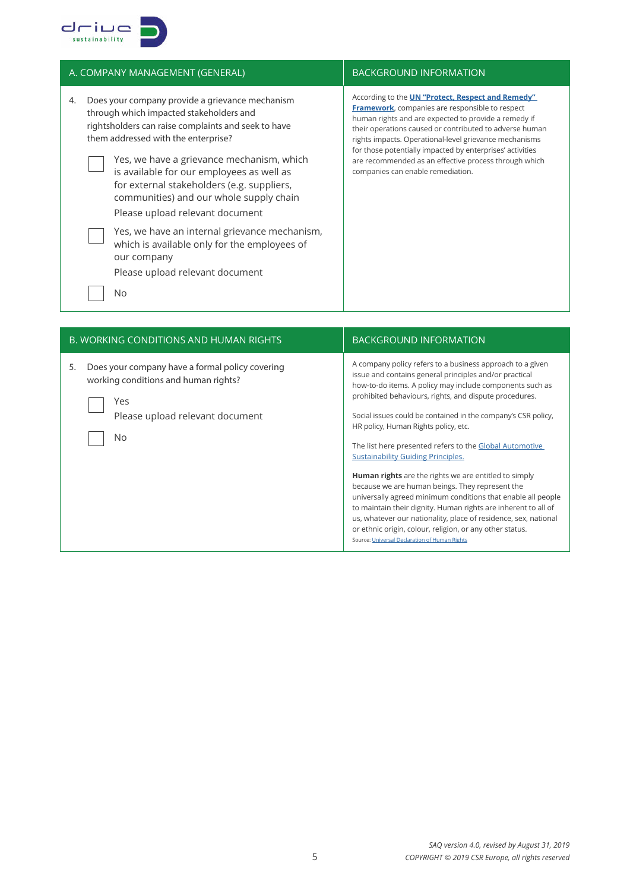| A. COMPANY MANAGEMENT (GENERAL) | BACKGROUND INFORMATION |
|---|---|
| 4. Does your company provide a grievance mechanism through which impacted stakeholders and rightsholders can raise complaints and seek to have them addressed with the enterprise?<br><br>☐ Yes, we have a grievance mechanism, which is available for our employees as well as for external stakeholders (e.g. suppliers, communities) and our whole supply chain<br>Please upload relevant document<br><br>☐ Yes, we have an internal grievance mechanism, which is available only for the employees of our company<br>Please upload relevant document<br><br>☐ No | According to the **UN "Protect, Respect and Remedy" Framework**, companies are responsible to respect human rights and are expected to provide a remedy if their operations caused or contributed to adverse human rights impacts. Operational-level grievance mechanisms for those potentially impacted by enterprises' activities are recommended as an effective process through which companies can enable remediation. |

| B. WORKING CONDITIONS AND HUMAN RIGHTS | BACKGROUND INFORMATION |
|---|---|
| 5. Does your company have a formal policy covering working conditions and human rights?<br><br>☐ Yes<br>Please upload relevant document<br><br>☐ No | A company policy refers to a business approach to a given issue and contains general principles and/or practical how-to-do items. A policy may include components such as prohibited behaviours, rights, and dispute procedures.<br><br>Social issues could be contained in the company's CSR policy, HR policy, Human Rights policy, etc.<br><br>The list here presented refers to the Global Automotive Sustainability Guiding Principles.<br><br>**Human rights** are the rights we are entitled to simply because we are human beings. They represent the universally agreed minimum conditions that enable all people to maintain their dignity. Human rights are inherent to all of us, whatever our nationality, place of residence, sex, national or ethnic origin, colour, religion, or any other status.<br>Source: Universal Declaration of Human Rights |

*SAQ version 4.0, revised by August 31, 2019*
*COPYRIGHT © 2019 CSR Europe, all rights reserved*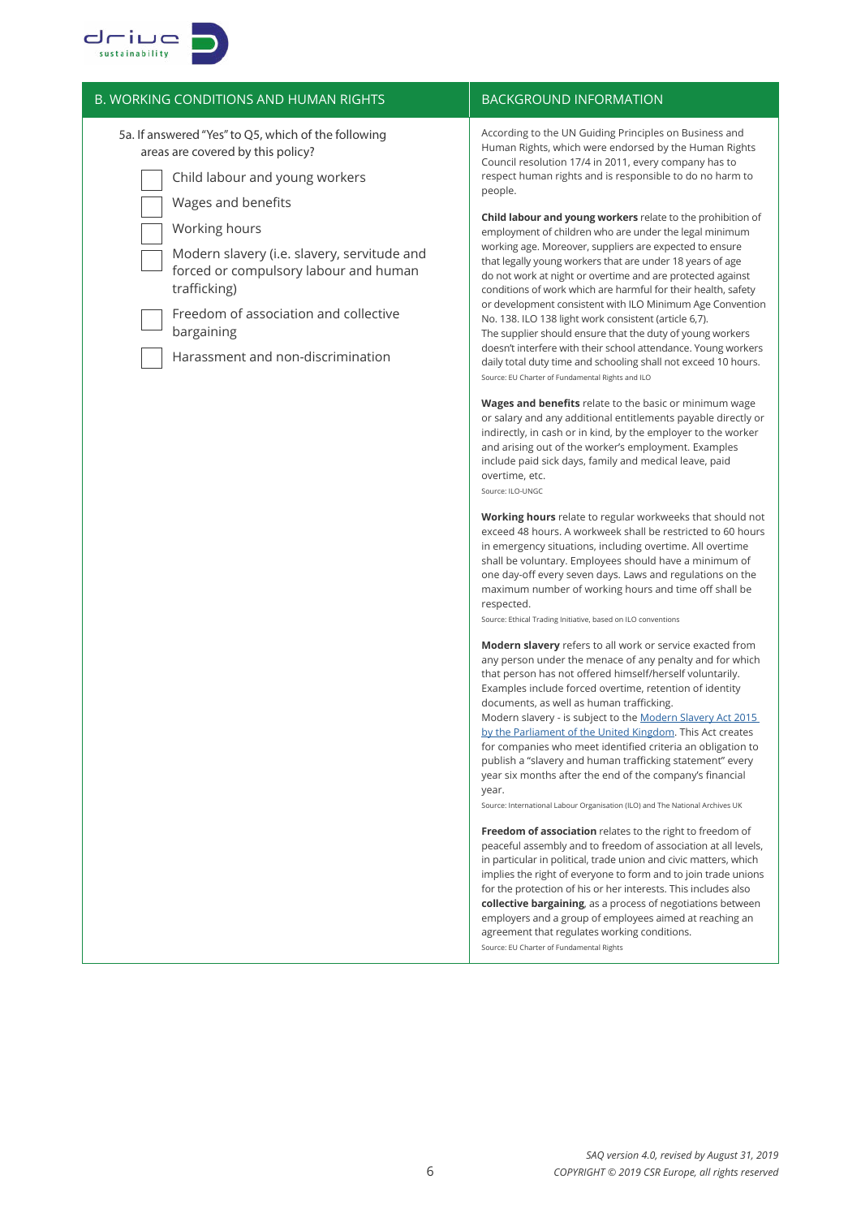| B. WORKING CONDITIONS AND HUMAN RIGHTS | BACKGROUND INFORMATION |
|---|---|
| 5a. If answered "Yes" to Q5, which of the following areas are covered by this policy?<br><br>☐ Child labour and young workers<br>☐ Wages and benefits<br>☐ Working hours<br>☐ Modern slavery (i.e. slavery, servitude and forced or compulsory labour and human trafficking)<br>☐ Freedom of association and collective bargaining<br>☐ Harassment and non-discrimination | According to the UN Guiding Principles on Business and Human Rights, which were endorsed by the Human Rights Council resolution 17/4 in 2011, every company has to respect human rights and is responsible to do no harm to people.<br><br>**Child labour and young workers** relate to the prohibition of employment of children who are under the legal minimum working age. Moreover, suppliers are expected to ensure that legally young workers that are under 18 years of age do not work at night or overtime and are protected against conditions of work which are harmful for their health, safety or development consistent with ILO Minimum Age Convention No. 138. ILO 138 light work consistent (article 6,7).<br>The supplier should ensure that the duty of young workers doesn't interfere with their school attendance. Young workers daily total duty time and schooling shall not exceed 10 hours.<br>Source: EU Charter of Fundamental Rights and ILO<br><br>**Wages and benefits** relate to the basic or minimum wage or salary and any additional entitlements payable directly or indirectly, in cash or in kind, by the employer to the worker and arising out of the worker's employment. Examples include paid sick days, family and medical leave, paid overtime, etc.<br>Source: ILO-UNGC<br><br>**Working hours** relate to regular workweeks that should not exceed 48 hours. A workweek shall be restricted to 60 hours in emergency situations, including overtime. All overtime shall be voluntary. Employees should have a minimum of one day-off every seven days. Laws and regulations on the maximum number of working hours and time off shall be respected.<br>Source: Ethical Trading Initiative, based on ILO conventions<br><br>**Modern slavery** refers to all work or service exacted from any person under the menace of any penalty and for which that person has not offered himself/herself voluntarily. Examples include forced overtime, retention of identity documents, as well as human trafficking.<br>Modern slavery - is subject to the [Modern Slavery Act 2015 by the Parliament of the United Kingdom]. This Act creates for companies who meet identified criteria an obligation to publish a "slavery and human trafficking statement" every year six months after the end of the company's financial year.<br>Source: International Labour Organisation (ILO) and The National Archives UK<br><br>**Freedom of association** relates to the right to freedom of peaceful assembly and to freedom of association at all levels, in particular in political, trade union and civic matters, which implies the right of everyone to form and to join trade unions for the protection of his or her interests. This includes also **collective bargaining**, as a process of negotiations between employers and a group of employees aimed at reaching an agreement that regulates working conditions.<br>Source: EU Charter of Fundamental Rights |

*SAQ version 4.0, revised by August 31, 2019*
*COPYRIGHT © 2019 CSR Europe, all rights reserved*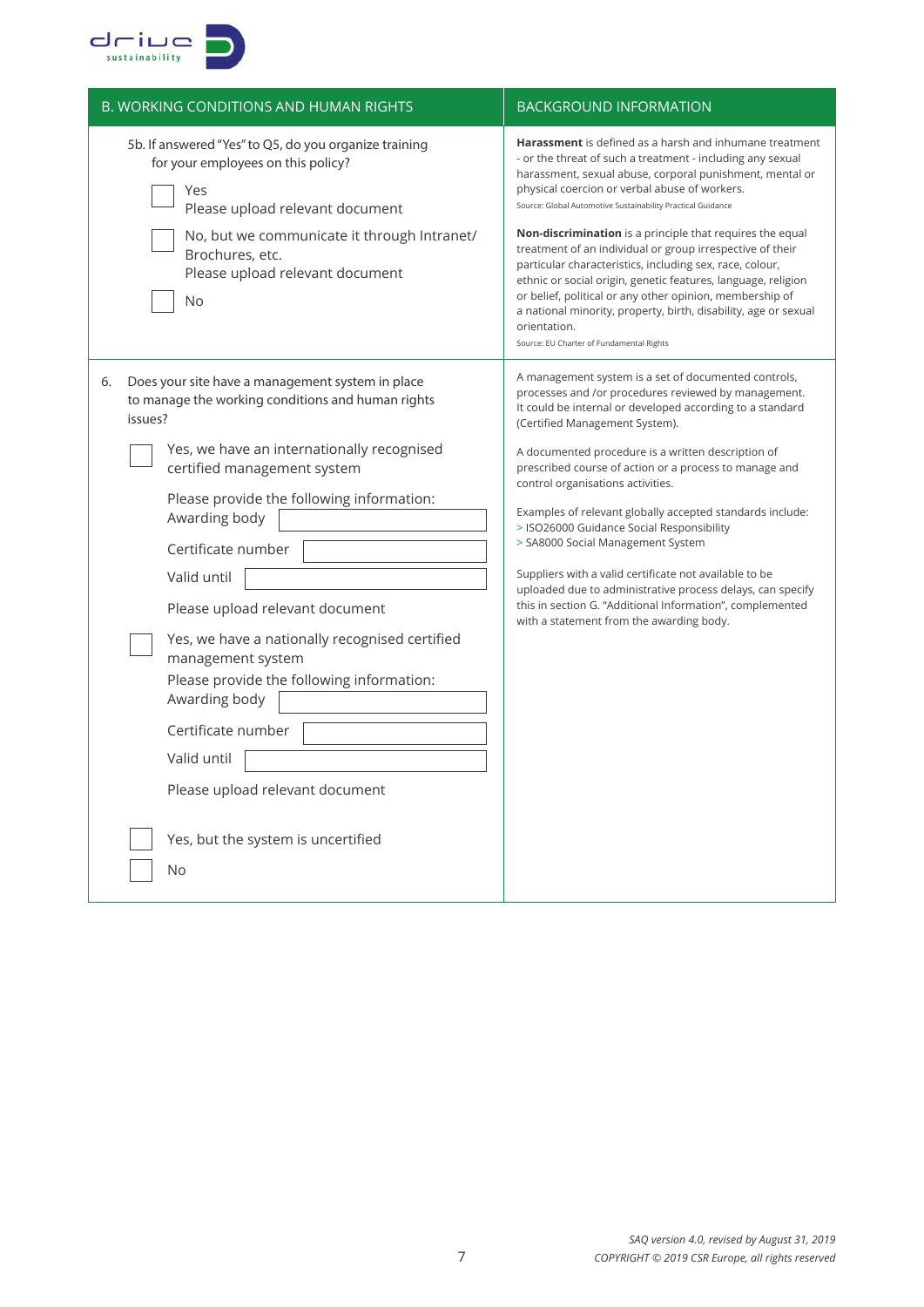| B. WORKING CONDITIONS AND HUMAN RIGHTS | BACKGROUND INFORMATION |
|---|---|
| 5b. If answered "Yes" to Q5, do you organize training for your employees on this policy?<br><br>☐ Yes<br>Please upload relevant document<br><br>☐ No, but we communicate it through Intranet/ Brochures, etc.<br>Please upload relevant document<br><br>☐ No | **Harassment** is defined as a harsh and inhumane treatment - or the threat of such a treatment - including any sexual harassment, sexual abuse, corporal punishment, mental or physical coercion or verbal abuse of workers.<br>Source: Global Automotive Sustainability Practical Guidance<br><br>**Non-discrimination** is a principle that requires the equal treatment of an individual or group irrespective of their particular characteristics, including sex, race, colour, ethnic or social origin, genetic features, language, religion or belief, political or any other opinion, membership of a national minority, property, birth, disability, age or sexual orientation.<br>Source: EU Charter of Fundamental Rights |
| 6. Does your site have a management system in place to manage the working conditions and human rights issues?<br><br>☐ Yes, we have an internationally recognised certified management system<br><br>Please provide the following information:<br>Awarding body ____________<br><br>Certificate number ____________<br><br>Valid until ____________<br><br>Please upload relevant document<br><br>☐ Yes, we have a nationally recognised certified management system<br>Please provide the following information:<br>Awarding body ____________<br><br>Certificate number ____________<br><br>Valid until ____________<br><br>Please upload relevant document<br><br>☐ Yes, but the system is uncertified<br><br>☐ No | A management system is a set of documented controls, processes and /or procedures reviewed by management. It could be internal or developed according to a standard (Certified Management System).<br><br>A documented procedure is a written description of prescribed course of action or a process to manage and control organisations activities.<br><br>Examples of relevant globally accepted standards include:<br>> ISO26000 Guidance Social Responsibility<br>> SA8000 Social Management System<br><br>Suppliers with a valid certificate not available to be uploaded due to administrative process delays, can specify this in section G. "Additional Information", complemented with a statement from the awarding body. |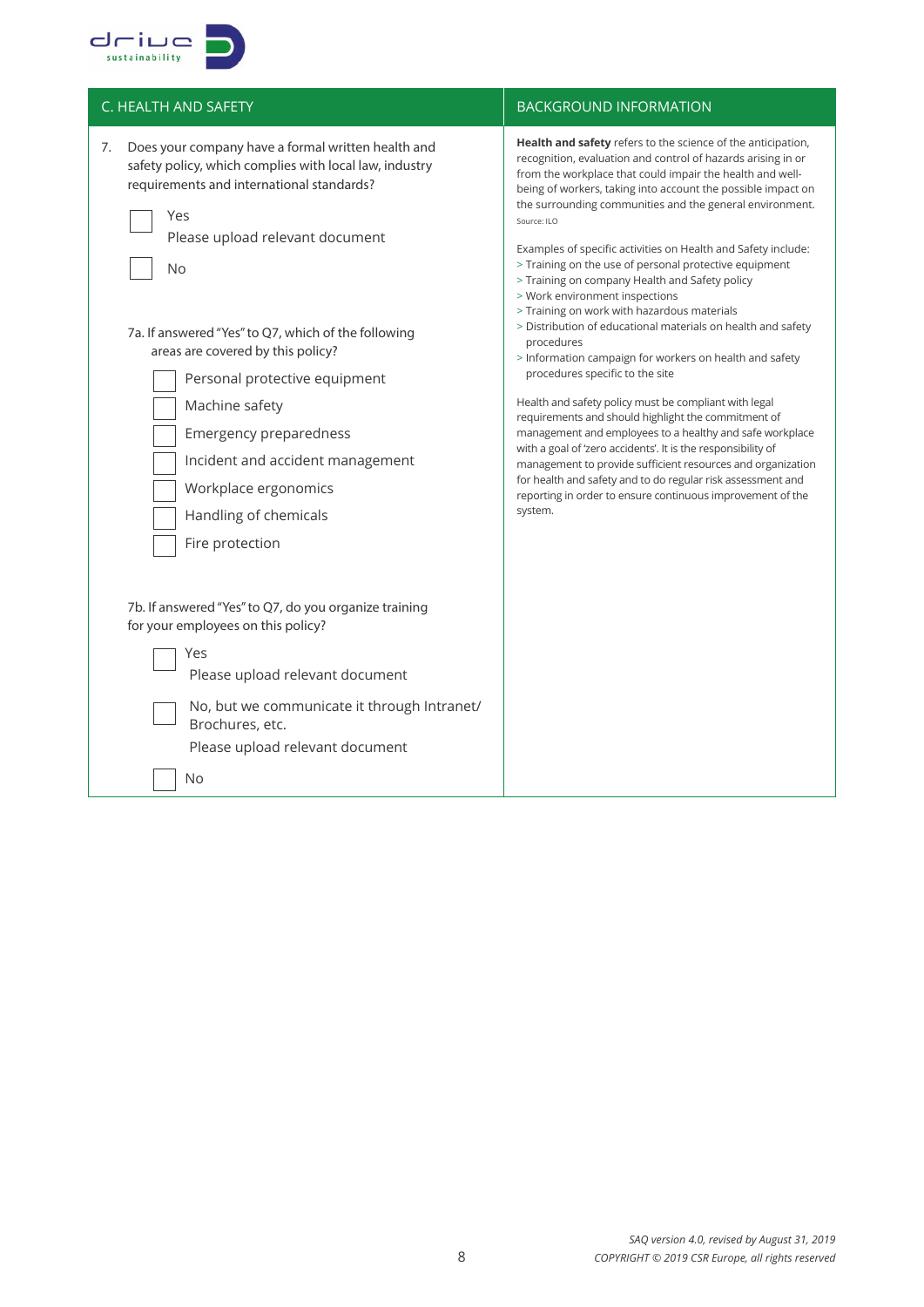## C. HEALTH AND SAFETY

7. Does your company have a formal written health and safety policy, which complies with local law, industry requirements and international standards?

   - [ ] Yes
     Please upload relevant document
   - [ ] No

   7a. If answered "Yes" to Q7, which of the following areas are covered by this policy?

   - [ ] Personal protective equipment
   - [ ] Machine safety
   - [ ] Emergency preparedness
   - [ ] Incident and accident management
   - [ ] Workplace ergonomics
   - [ ] Handling of chemicals
   - [ ] Fire protection

   7b. If answered "Yes" to Q7, do you organize training for your employees on this policy?

   - [ ] Yes
     Please upload relevant document
   - [ ] No, but we communicate it through Intranet/ Brochures, etc.
     Please upload relevant document
   - [ ] No

## BACKGROUND INFORMATION

**Health and safety** refers to the science of the anticipation, recognition, evaluation and control of hazards arising in or from the workplace that could impair the health and well-being of workers, taking into account the possible impact on the surrounding communities and the general environment.
Source: ILO

Examples of specific activities on Health and Safety include:
> Training on the use of personal protective equipment
> Training on company Health and Safety policy
> Work environment inspections
> Training on work with hazardous materials
> Distribution of educational materials on health and safety procedures
> Information campaign for workers on health and safety procedures specific to the site

Health and safety policy must be compliant with legal requirements and should highlight the commitment of management and employees to a healthy and safe workplace with a goal of 'zero accidents'. It is the responsibility of management to provide sufficient resources and organization for health and safety and to do regular risk assessment and reporting in order to ensure continuous improvement of the system.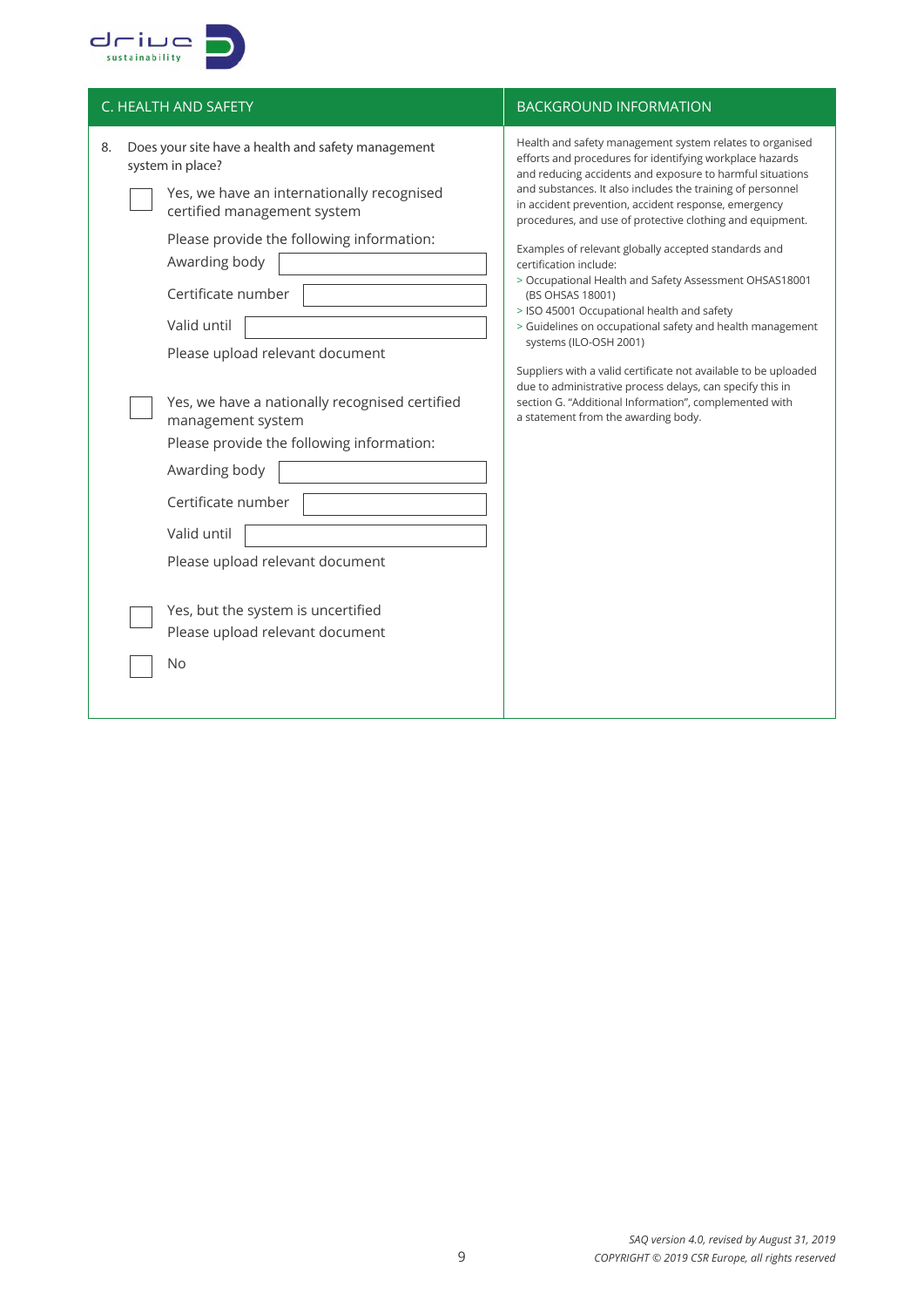## C. HEALTH AND SAFETY

8. Does your site have a health and safety management system in place?

☐ Yes, we have an internationally recognised certified management system

Please provide the following information:

Awarding body ______

Certificate number ______

Valid until ______

Please upload relevant document

☐ Yes, we have a nationally recognised certified management system

Please provide the following information:

Awarding body ______

Certificate number ______

Valid until ______

Please upload relevant document

☐ Yes, but the system is uncertified

Please upload relevant document

☐ No

## BACKGROUND INFORMATION

Health and safety management system relates to organised efforts and procedures for identifying workplace hazards and reducing accidents and exposure to harmful situations and substances. It also includes the training of personnel in accident prevention, accident response, emergency procedures, and use of protective clothing and equipment.

Examples of relevant globally accepted standards and certification include:

> Occupational Health and Safety Assessment OHSAS18001 (BS OHSAS 18001)

> ISO 45001 Occupational health and safety

> Guidelines on occupational safety and health management systems (ILO-OSH 2001)

Suppliers with a valid certificate not available to be uploaded due to administrative process delays, can specify this in section G. "Additional Information", complemented with a statement from the awarding body.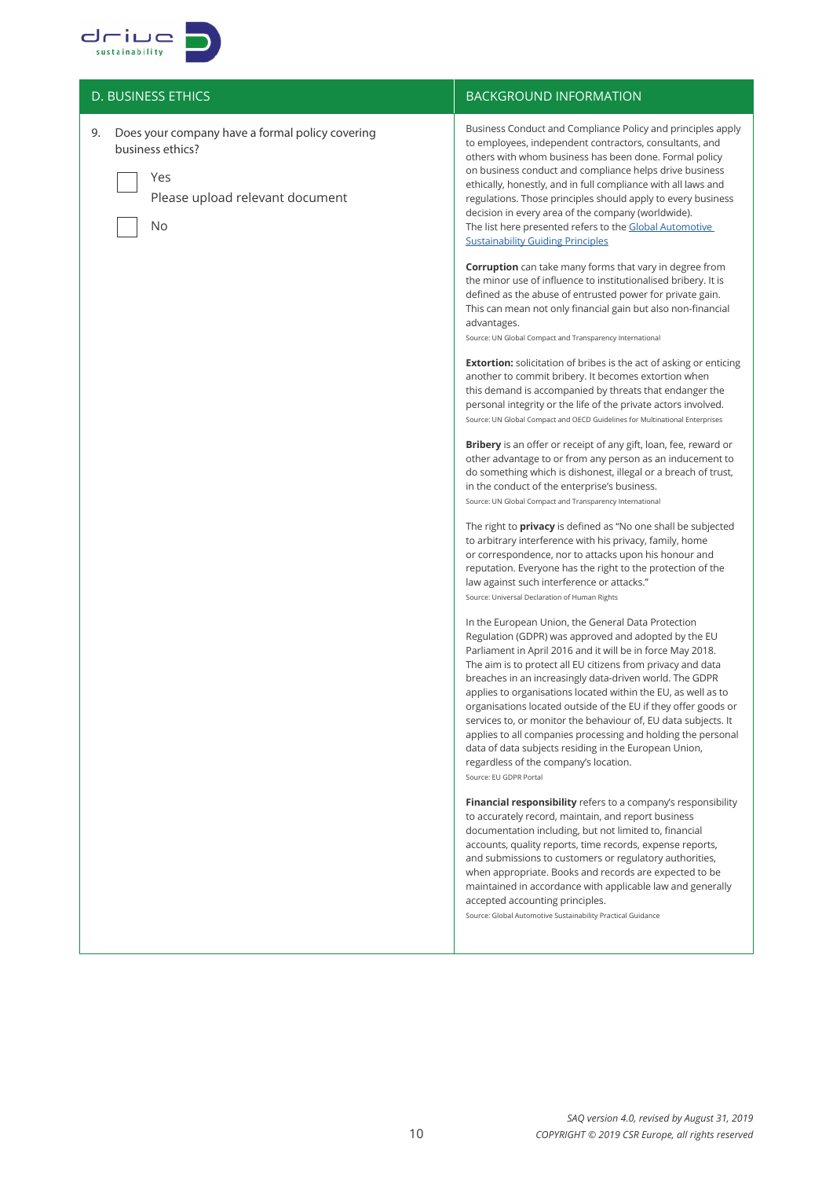| D. BUSINESS ETHICS | BACKGROUND INFORMATION |
|---|---|
| 9. Does your company have a formal policy covering business ethics?<br><br>☐ Yes<br>Please upload relevant document<br><br>☐ No | Business Conduct and Compliance Policy and principles apply to employees, independent contractors, consultants, and others with whom business has been done. Formal policy on business conduct and compliance helps drive business ethically, honestly, and in full compliance with all laws and regulations. Those principles should apply to every business decision in every area of the company (worldwide). The list here presented refers to the [Global Automotive Sustainability Guiding Principles](#)<br><br>**Corruption** can take many forms that vary in degree from the minor use of influence to institutionalised bribery. It is defined as the abuse of entrusted power for private gain. This can mean not only financial gain but also non-financial advantages.<br>Source: UN Global Compact and Transparency International<br><br>**Extortion:** solicitation of bribes is the act of asking or enticing another to commit bribery. It becomes extortion when this demand is accompanied by threats that endanger the personal integrity or the life of the private actors involved.<br>Source: UN Global Compact and OECD Guidelines for Multinational Enterprises<br><br>**Bribery** is an offer or receipt of any gift, loan, fee, reward or other advantage to or from any person as an inducement to do something which is dishonest, illegal or a breach of trust, in the conduct of the enterprise's business.<br>Source: UN Global Compact and Transparency International<br><br>The right to **privacy** is defined as "No one shall be subjected to arbitrary interference with his privacy, family, home or correspondence, nor to attacks upon his honour and reputation. Everyone has the right to the protection of the law against such interference or attacks."<br>Source: Universal Declaration of Human Rights<br><br>In the European Union, the General Data Protection Regulation (GDPR) was approved and adopted by the EU Parliament in April 2016 and it will be in force May 2018. The aim is to protect all EU citizens from privacy and data breaches in an increasingly data-driven world. The GDPR applies to organisations located within the EU, as well as to organisations located outside of the EU if they offer goods or services to, or monitor the behaviour of, EU data subjects. It applies to all companies processing and holding the personal data of data subjects residing in the European Union, regardless of the company's location.<br>Source: EU GDPR Portal<br><br>**Financial responsibility** refers to a company's responsibility to accurately record, maintain, and report business documentation including, but not limited to, financial accounts, quality reports, time records, expense reports, and submissions to customers or regulatory authorities, when appropriate. Books and records are expected to be maintained in accordance with applicable law and generally accepted accounting principles.<br>Source: Global Automotive Sustainability Practical Guidance |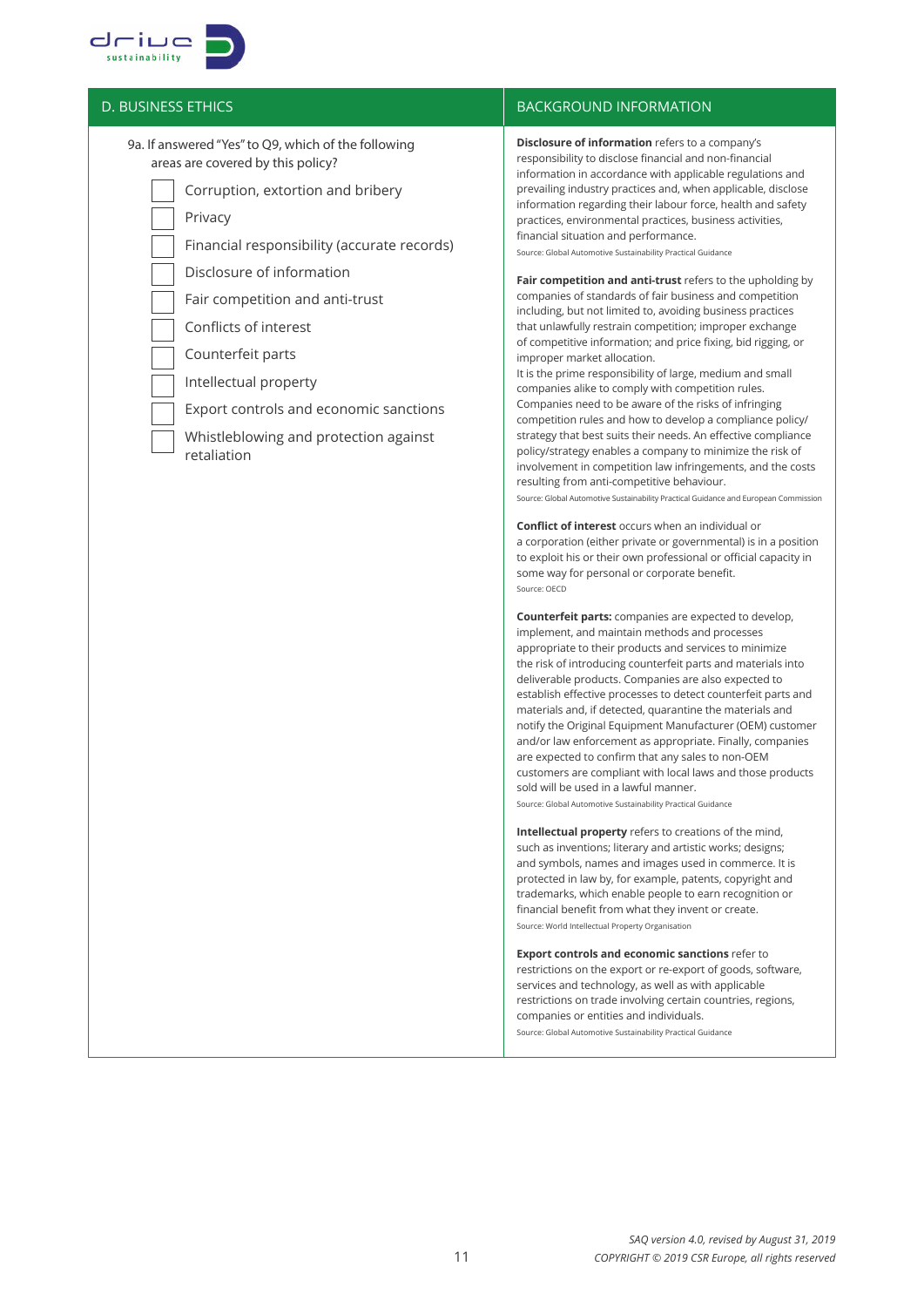## D. BUSINESS ETHICS

9a. If answered "Yes" to Q9, which of the following areas are covered by this policy?

- [ ] Corruption, extortion and bribery
- [ ] Privacy
- [ ] Financial responsibility (accurate records)
- [ ] Disclosure of information
- [ ] Fair competition and anti-trust
- [ ] Conflicts of interest
- [ ] Counterfeit parts
- [ ] Intellectual property
- [ ] Export controls and economic sanctions
- [ ] Whistleblowing and protection against retaliation

## BACKGROUND INFORMATION

**Disclosure of information** refers to a company's responsibility to disclose financial and non-financial information in accordance with applicable regulations and prevailing industry practices and, when applicable, disclose information regarding their labour force, health and safety practices, environmental practices, business activities, financial situation and performance.

Source: Global Automotive Sustainability Practical Guidance

**Fair competition and anti-trust** refers to the upholding by companies of standards of fair business and competition including, but not limited to, avoiding business practices that unlawfully restrain competition; improper exchange of competitive information; and price fixing, bid rigging, or improper market allocation.
It is the prime responsibility of large, medium and small companies alike to comply with competition rules. Companies need to be aware of the risks of infringing competition rules and how to develop a compliance policy/strategy that best suits their needs. An effective compliance policy/strategy enables a company to minimize the risk of involvement in competition law infringements, and the costs resulting from anti-competitive behaviour.

Source: Global Automotive Sustainability Practical Guidance and European Commission

**Conflict of interest** occurs when an individual or a corporation (either private or governmental) is in a position to exploit his or their own professional or official capacity in some way for personal or corporate benefit.

Source: OECD

**Counterfeit parts:** companies are expected to develop, implement, and maintain methods and processes appropriate to their products and services to minimize the risk of introducing counterfeit parts and materials into deliverable products. Companies are also expected to establish effective processes to detect counterfeit parts and materials and, if detected, quarantine the materials and notify the Original Equipment Manufacturer (OEM) customer and/or law enforcement as appropriate. Finally, companies are expected to confirm that any sales to non-OEM customers are compliant with local laws and those products sold will be used in a lawful manner.

Source: Global Automotive Sustainability Practical Guidance

**Intellectual property** refers to creations of the mind, such as inventions; literary and artistic works; designs; and symbols, names and images used in commerce. It is protected in law by, for example, patents, copyright and trademarks, which enable people to earn recognition or financial benefit from what they invent or create.

Source: World Intellectual Property Organisation

**Export controls and economic sanctions** refer to restrictions on the export or re-export of goods, software, services and technology, as well as with applicable restrictions on trade involving certain countries, regions, companies or entities and individuals.

Source: Global Automotive Sustainability Practical Guidance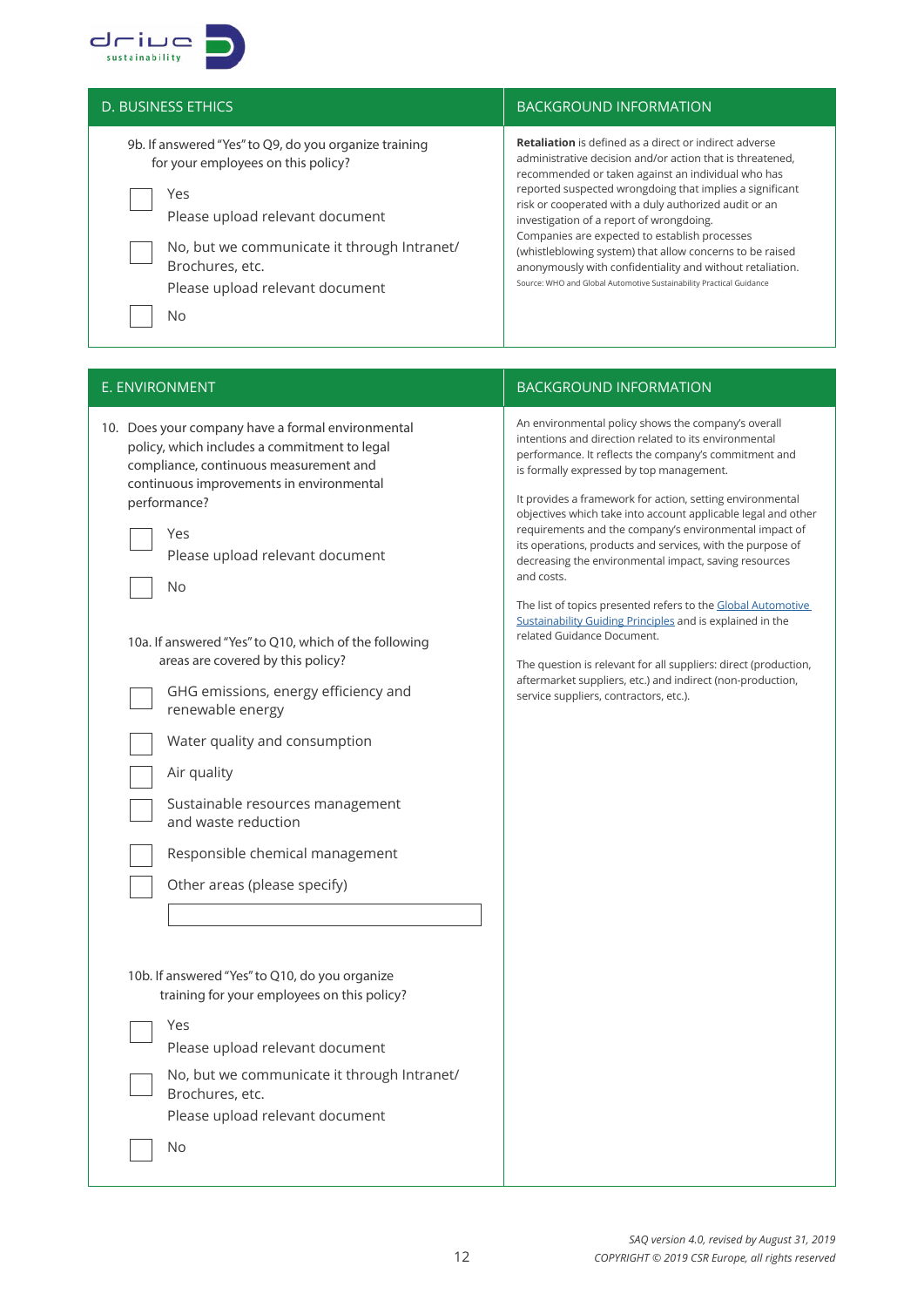| D. BUSINESS ETHICS | BACKGROUND INFORMATION |
|---|---|
| 9b. If answered "Yes" to Q9, do you organize training for your employees on this policy?<br><br>☐ Yes<br>Please upload relevant document<br><br>☐ No, but we communicate it through Intranet/ Brochures, etc.<br>Please upload relevant document<br><br>☐ No | **Retaliation** is defined as a direct or indirect adverse administrative decision and/or action that is threatened, recommended or taken against an individual who has reported suspected wrongdoing that implies a significant risk or cooperated with a duly authorized audit or an investigation of a report of wrongdoing.<br>Companies are expected to establish processes (whistleblowing system) that allow concerns to be raised anonymously with confidentiality and without retaliation.<br>Source: WHO and Global Automotive Sustainability Practical Guidance |

| E. ENVIRONMENT | BACKGROUND INFORMATION |
|---|---|
| 10. Does your company have a formal environmental policy, which includes a commitment to legal compliance, continuous measurement and continuous improvements in environmental performance?<br><br>☐ Yes<br>Please upload relevant document<br><br>☐ No<br><br>10a. If answered "Yes" to Q10, which of the following areas are covered by this policy?<br><br>☐ GHG emissions, energy efficiency and renewable energy<br><br>☐ Water quality and consumption<br><br>☐ Air quality<br><br>☐ Sustainable resources management and waste reduction<br><br>☐ Responsible chemical management<br><br>☐ Other areas (please specify)<br>\_\_\_\_\_\_\_\_\_\_\_\_\_\_\_\_<br><br>10b. If answered "Yes" to Q10, do you organize training for your employees on this policy?<br><br>☐ Yes<br>Please upload relevant document<br><br>☐ No, but we communicate it through Intranet/ Brochures, etc.<br>Please upload relevant document<br><br>☐ No | An environmental policy shows the company's overall intentions and direction related to its environmental performance. It reflects the company's commitment and is formally expressed by top management.<br><br>It provides a framework for action, setting environmental objectives which take into account applicable legal and other requirements and the company's environmental impact of its operations, products and services, with the purpose of decreasing the environmental impact, saving resources and costs.<br><br>The list of topics presented refers to the Global Automotive Sustainability Guiding Principles and is explained in the related Guidance Document.<br><br>The question is relevant for all suppliers: direct (production, aftermarket suppliers, etc.) and indirect (non-production, service suppliers, contractors, etc.). |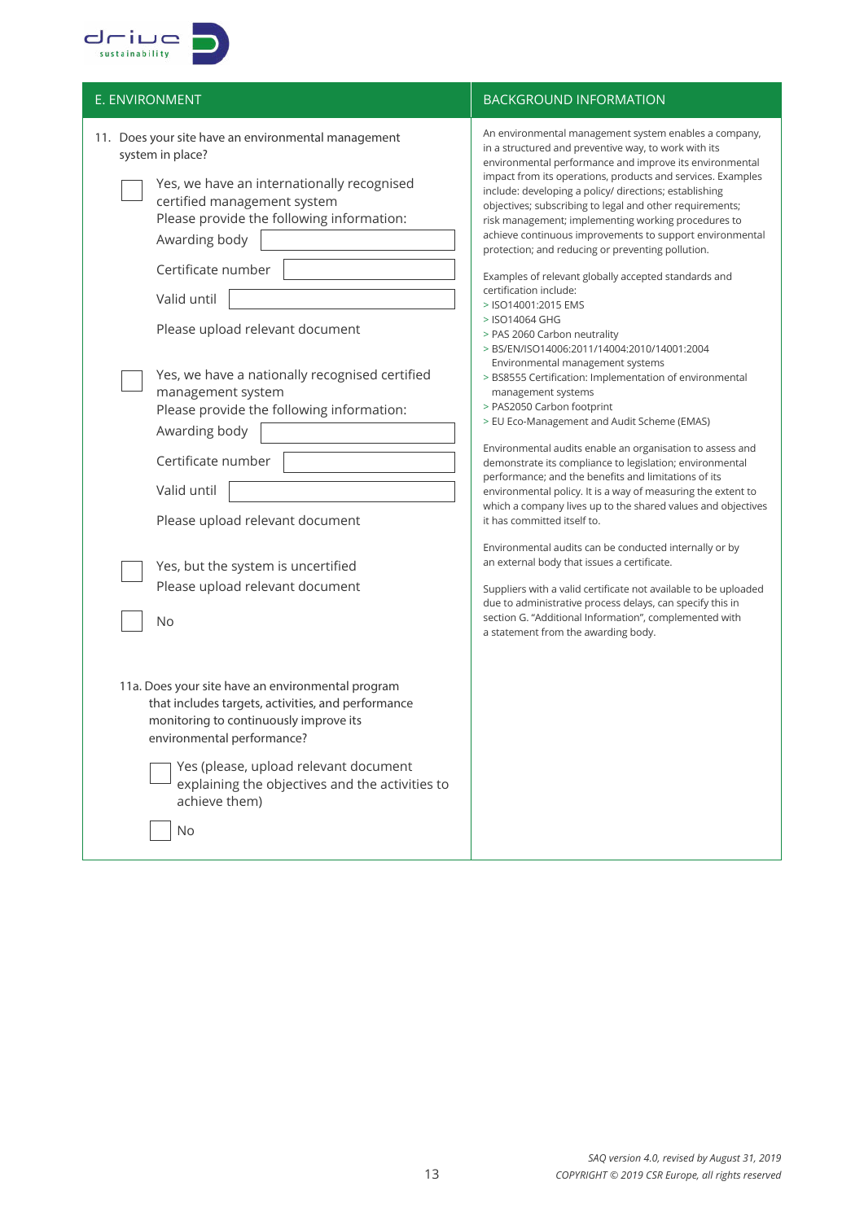## E. ENVIRONMENT

11. Does your site have an environmental management system in place?

☐ Yes, we have an internationally recognised certified management system
Please provide the following information:
Awarding body ______
Certificate number ______
Valid until ______
Please upload relevant document

☐ Yes, we have a nationally recognised certified management system
Please provide the following information:
Awarding body ______
Certificate number ______
Valid until ______
Please upload relevant document

☐ Yes, but the system is uncertified
Please upload relevant document

☐ No

11a. Does your site have an environmental program that includes targets, activities, and performance monitoring to continuously improve its environmental performance?

☐ Yes (please, upload relevant document explaining the objectives and the activities to achieve them)

☐ No

## BACKGROUND INFORMATION

An environmental management system enables a company, in a structured and preventive way, to work with its environmental performance and improve its environmental impact from its operations, products and services. Examples include: developing a policy/ directions; establishing objectives; subscribing to legal and other requirements; risk management; implementing working procedures to achieve continuous improvements to support environmental protection; and reducing or preventing pollution.

Examples of relevant globally accepted standards and certification include:

- ISO14001:2015 EMS
- ISO14064 GHG
- PAS 2060 Carbon neutrality
- BS/EN/ISO14006:2011/14004:2010/14001:2004 Environmental management systems
- BS8555 Certification: Implementation of environmental management systems
- PAS2050 Carbon footprint
- EU Eco-Management and Audit Scheme (EMAS)

Environmental audits enable an organisation to assess and demonstrate its compliance to legislation; environmental performance; and the benefits and limitations of its environmental policy. It is a way of measuring the extent to which a company lives up to the shared values and objectives it has committed itself to.

Environmental audits can be conducted internally or by an external body that issues a certificate.

Suppliers with a valid certificate not available to be uploaded due to administrative process delays, can specify this in section G. "Additional Information", complemented with a statement from the awarding body.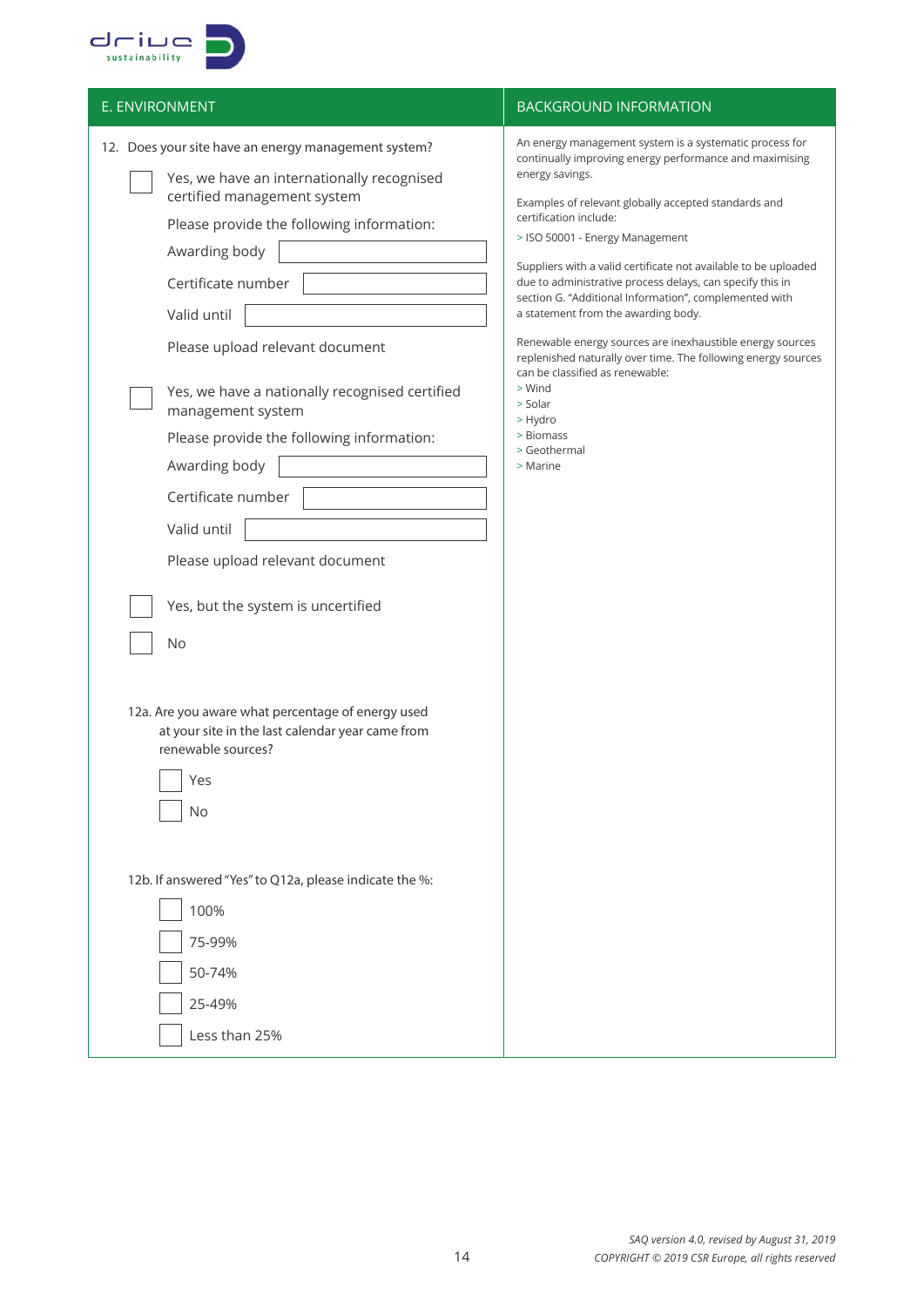## E. ENVIRONMENT

12. Does your site have an energy management system?

- [ ] Yes, we have an internationally recognised certified management system

  Please provide the following information:

  Awarding body ______

  Certificate number ______

  Valid until ______

  Please upload relevant document

- [ ] Yes, we have a nationally recognised certified management system

  Please provide the following information:

  Awarding body ______

  Certificate number ______

  Valid until ______

  Please upload relevant document

- [ ] Yes, but the system is uncertified
- [ ] No

12a. Are you aware what percentage of energy used at your site in the last calendar year came from renewable sources?

- [ ] Yes
- [ ] No

12b. If answered "Yes" to Q12a, please indicate the %:

- [ ] 100%
- [ ] 75-99%
- [ ] 50-74%
- [ ] 25-49%
- [ ] Less than 25%

## BACKGROUND INFORMATION

An energy management system is a systematic process for continually improving energy performance and maximising energy savings.

Examples of relevant globally accepted standards and certification include:

> ISO 50001 - Energy Management

Suppliers with a valid certificate not available to be uploaded due to administrative process delays, can specify this in section G. "Additional Information", complemented with a statement from the awarding body.

Renewable energy sources are inexhaustible energy sources replenished naturally over time. The following energy sources can be classified as renewable:

> Wind
> Solar
> Hydro
> Biomass
> Geothermal
> Marine

*SAQ version 4.0, revised by August 31, 2019*
*COPYRIGHT © 2019 CSR Europe, all rights reserved*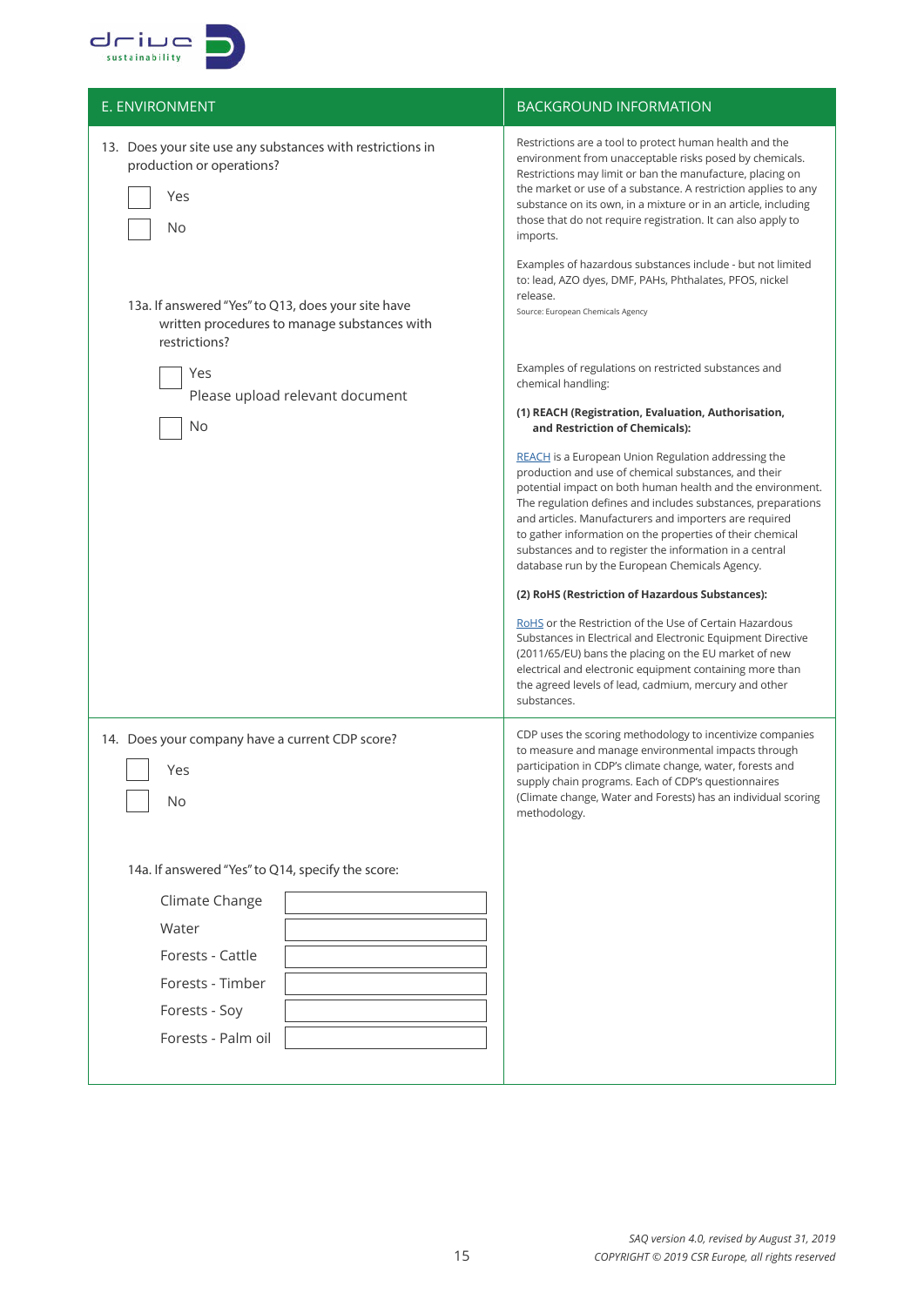| E. ENVIRONMENT | BACKGROUND INFORMATION |
|---|---|
| 13. Does your site use any substances with restrictions in production or operations?<br><br>☐ Yes<br>☐ No<br><br>13a. If answered "Yes" to Q13, does your site have written procedures to manage substances with restrictions?<br><br>☐ Yes<br>Please upload relevant document<br>☐ No | Restrictions are a tool to protect human health and the environment from unacceptable risks posed by chemicals. Restrictions may limit or ban the manufacture, placing on the market or use of a substance. A restriction applies to any substance on its own, in a mixture or in an article, including those that do not require registration. It can also apply to imports.<br><br>Examples of hazardous substances include - but not limited to: lead, AZO dyes, DMF, PAHs, Phthalates, PFOS, nickel release.<br>Source: European Chemicals Agency<br><br>Examples of regulations on restricted substances and chemical handling:<br><br>**(1) REACH (Registration, Evaluation, Authorisation, and Restriction of Chemicals):**<br><br>REACH is a European Union Regulation addressing the production and use of chemical substances, and their potential impact on both human health and the environment. The regulation defines and includes substances, preparations and articles. Manufacturers and importers are required to gather information on the properties of their chemical substances and to register the information in a central database run by the European Chemicals Agency.<br><br>**(2) RoHS (Restriction of Hazardous Substances):**<br><br>RoHS or the Restriction of the Use of Certain Hazardous Substances in Electrical and Electronic Equipment Directive (2011/65/EU) bans the placing on the EU market of new electrical and electronic equipment containing more than the agreed levels of lead, cadmium, mercury and other substances. |
| 14. Does your company have a current CDP score?<br><br>☐ Yes<br>☐ No<br><br>14a. If answered "Yes" to Q14, specify the score:<br><br>Climate Change ________<br>Water ________<br>Forests - Cattle ________<br>Forests - Timber ________<br>Forests - Soy ________<br>Forests - Palm oil ________ | CDP uses the scoring methodology to incentivize companies to measure and manage environmental impacts through participation in CDP's climate change, water, forests and supply chain programs. Each of CDP's questionnaires (Climate change, Water and Forests) has an individual scoring methodology. |

*SAQ version 4.0, revised by August 31, 2019*
*COPYRIGHT © 2019 CSR Europe, all rights reserved*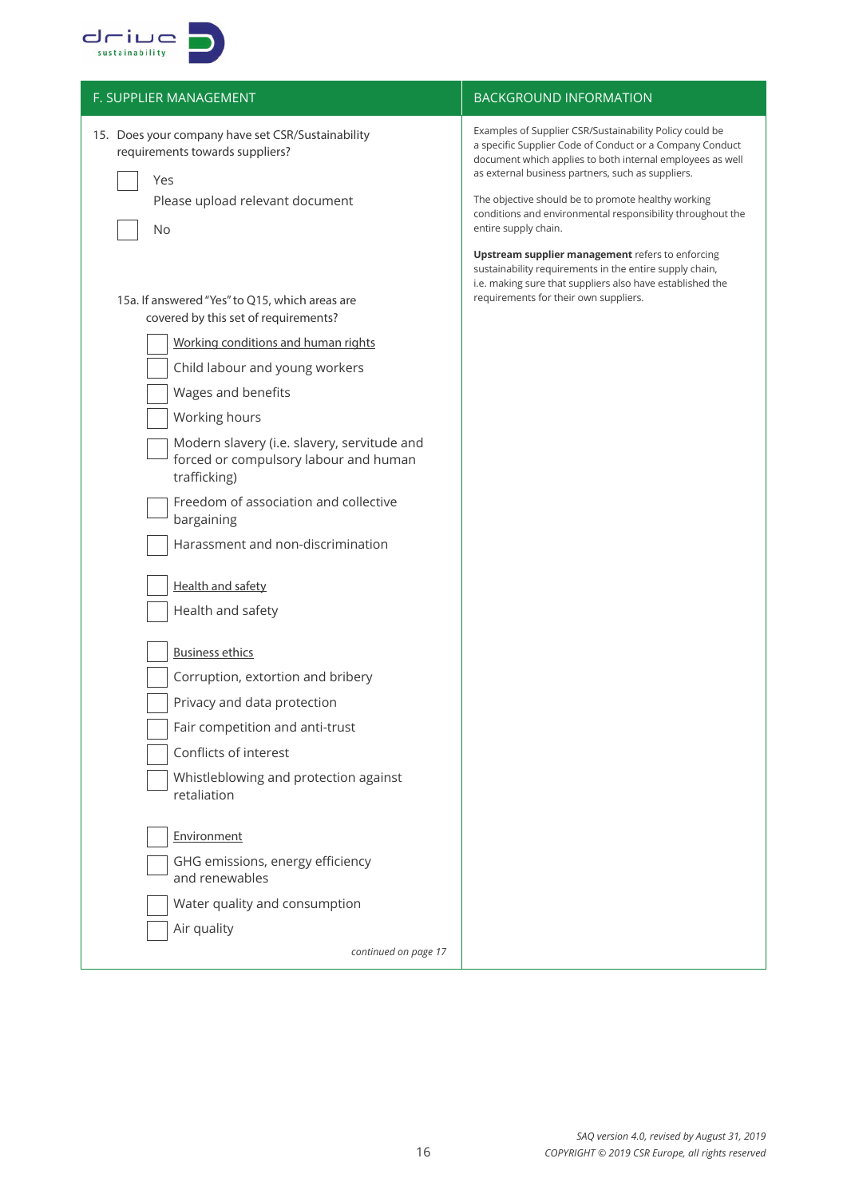## F. SUPPLIER MANAGEMENT

15. Does your company have set CSR/Sustainability requirements towards suppliers?

- [ ] Yes
  Please upload relevant document
- [ ] No

15a. If answered "Yes" to Q15, which areas are covered by this set of requirements?

- [ ] <u>Working conditions and human rights</u>
- [ ] Child labour and young workers
- [ ] Wages and benefits
- [ ] Working hours
- [ ] Modern slavery (i.e. slavery, servitude and forced or compulsory labour and human trafficking)
- [ ] Freedom of association and collective bargaining
- [ ] Harassment and non-discrimination

- [ ] <u>Health and safety</u>
- [ ] Health and safety

- [ ] <u>Business ethics</u>
- [ ] Corruption, extortion and bribery
- [ ] Privacy and data protection
- [ ] Fair competition and anti-trust
- [ ] Conflicts of interest
- [ ] Whistleblowing and protection against retaliation

- [ ] <u>Environment</u>
- [ ] GHG emissions, energy efficiency and renewables
- [ ] Water quality and consumption
- [ ] Air quality

*continued on page 17*

## BACKGROUND INFORMATION

Examples of Supplier CSR/Sustainability Policy could be a specific Supplier Code of Conduct or a Company Conduct document which applies to both internal employees as well as external business partners, such as suppliers.

The objective should be to promote healthy working conditions and environmental responsibility throughout the entire supply chain.

**Upstream supplier management** refers to enforcing sustainability requirements in the entire supply chain, i.e. making sure that suppliers also have established the requirements for their own suppliers.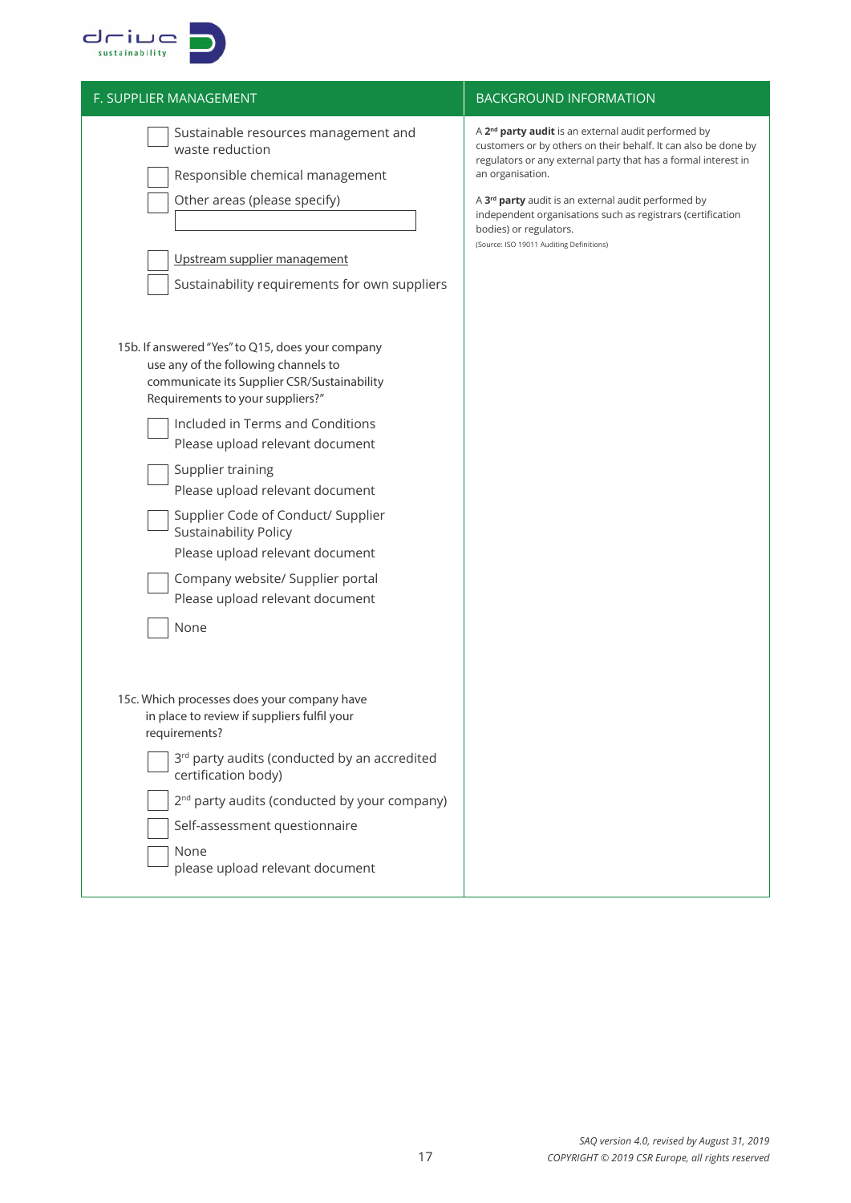## F. SUPPLIER MANAGEMENT

- [ ] Sustainable resources management and waste reduction
- [ ] Responsible chemical management
- [ ] Other areas (please specify)

- [ ] Upstream supplier management
- [ ] Sustainability requirements for own suppliers

15b. If answered "Yes" to Q15, does your company use any of the following channels to communicate its Supplier CSR/Sustainability Requirements to your suppliers?"

- [ ] Included in Terms and Conditions
  Please upload relevant document
- [ ] Supplier training
  Please upload relevant document
- [ ] Supplier Code of Conduct/ Supplier Sustainability Policy
  Please upload relevant document
- [ ] Company website/ Supplier portal
  Please upload relevant document
- [ ] None

15c. Which processes does your company have in place to review if suppliers fulfil your requirements?

- [ ] 3rd party audits (conducted by an accredited certification body)
- [ ] 2nd party audits (conducted by your company)
- [ ] Self-assessment questionnaire
- [ ] None
  please upload relevant document

## BACKGROUND INFORMATION

A **2nd party audit** is an external audit performed by customers or by others on their behalf. It can also be done by regulators or any external party that has a formal interest in an organisation.

A **3rd party** audit is an external audit performed by independent organisations such as registrars (certification bodies) or regulators.

(Source: ISO 19011 Auditing Definitions)

*SAQ version 4.0, revised by August 31, 2019*
*COPYRIGHT © 2019 CSR Europe, all rights reserved*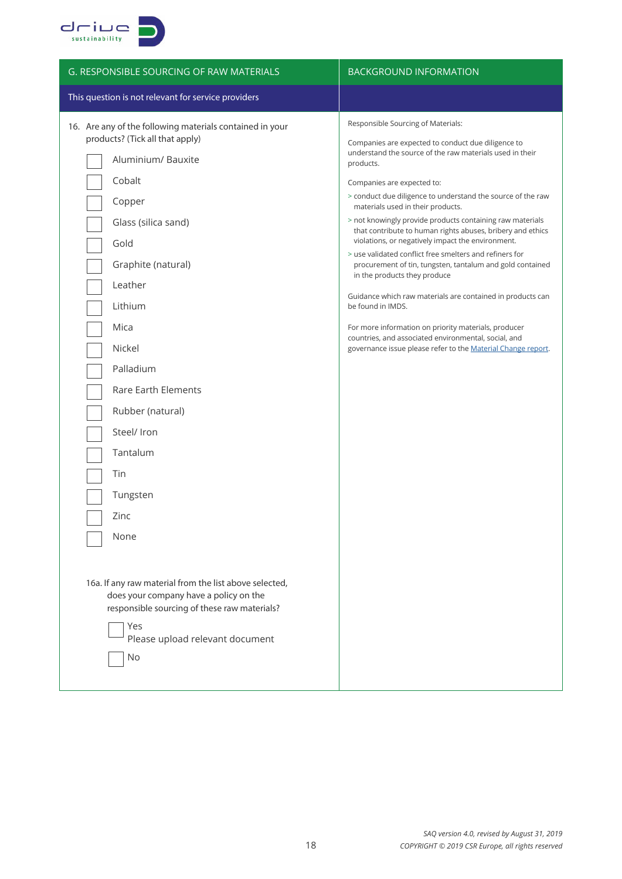| G. RESPONSIBLE SOURCING OF RAW MATERIALS | BACKGROUND INFORMATION |
|---|---|
| This question is not relevant for service providers | |

16. Are any of the following materials contained in your products? (Tick all that apply)

- ☐ Aluminium/ Bauxite
- ☐ Cobalt
- ☐ Copper
- ☐ Glass (silica sand)
- ☐ Gold
- ☐ Graphite (natural)
- ☐ Leather
- ☐ Lithium
- ☐ Mica
- ☐ Nickel
- ☐ Palladium
- ☐ Rare Earth Elements
- ☐ Rubber (natural)
- ☐ Steel/ Iron
- ☐ Tantalum
- ☐ Tin
- ☐ Tungsten
- ☐ Zinc
- ☐ None

16a. If any raw material from the list above selected, does your company have a policy on the responsible sourcing of these raw materials?

- ☐ Yes
  Please upload relevant document
- ☐ No

**Background information:**

Responsible Sourcing of Materials:

Companies are expected to conduct due diligence to understand the source of the raw materials used in their products.

Companies are expected to:

- conduct due diligence to understand the source of the raw materials used in their products.
- not knowingly provide products containing raw materials that contribute to human rights abuses, bribery and ethics violations, or negatively impact the environment.
- use validated conflict free smelters and refiners for procurement of tin, tungsten, tantalum and gold contained in the products they produce

Guidance which raw materials are contained in products can be found in IMDS.

For more information on priority materials, producer countries, and associated environmental, social, and governance issue please refer to the Material Change report.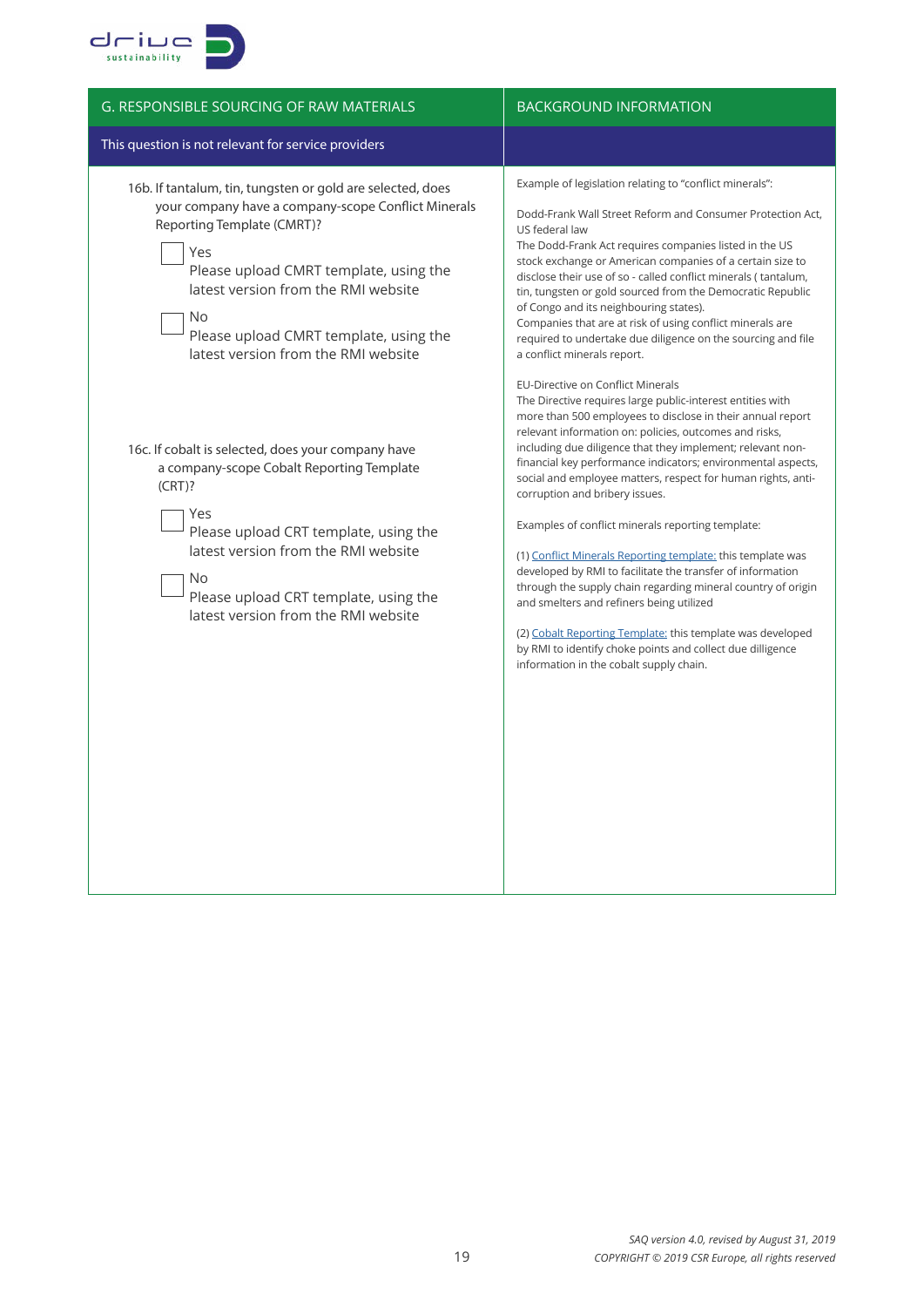| G. RESPONSIBLE SOURCING OF RAW MATERIALS | BACKGROUND INFORMATION |
|---|---|
| This question is not relevant for service providers | |
| 16b. If tantalum, tin, tungsten or gold are selected, does your company have a company-scope Conflict Minerals Reporting Template (CMRT)?<br><br>☐ Yes<br>Please upload CMRT template, using the latest version from the RMI website<br><br>☐ No<br>Please upload CMRT template, using the latest version from the RMI website<br><br>16c. If cobalt is selected, does your company have a company-scope Cobalt Reporting Template (CRT)?<br><br>☐ Yes<br>Please upload CRT template, using the latest version from the RMI website<br><br>☐ No<br>Please upload CRT template, using the latest version from the RMI website | Example of legislation relating to "conflict minerals":<br><br>Dodd-Frank Wall Street Reform and Consumer Protection Act, US federal law<br>The Dodd-Frank Act requires companies listed in the US stock exchange or American companies of a certain size to disclose their use of so - called conflict minerals ( tantalum, tin, tungsten or gold sourced from the Democratic Republic of Congo and its neighbouring states).<br>Companies that are at risk of using conflict minerals are required to undertake due diligence on the sourcing and file a conflict minerals report.<br><br>EU-Directive on Conflict Minerals<br>The Directive requires large public-interest entities with more than 500 employees to disclose in their annual report relevant information on: policies, outcomes and risks, including due diligence that they implement; relevant non-financial key performance indicators; environmental aspects, social and employee matters, respect for human rights, anti-corruption and bribery issues.<br><br>Examples of conflict minerals reporting template:<br><br>(1) Conflict Minerals Reporting template: this template was developed by RMI to facilitate the transfer of information through the supply chain regarding mineral country of origin and smelters and refiners being utilized<br><br>(2) Cobalt Reporting Template: this template was developed by RMI to identify choke points and collect due dilligence information in the cobalt supply chain. |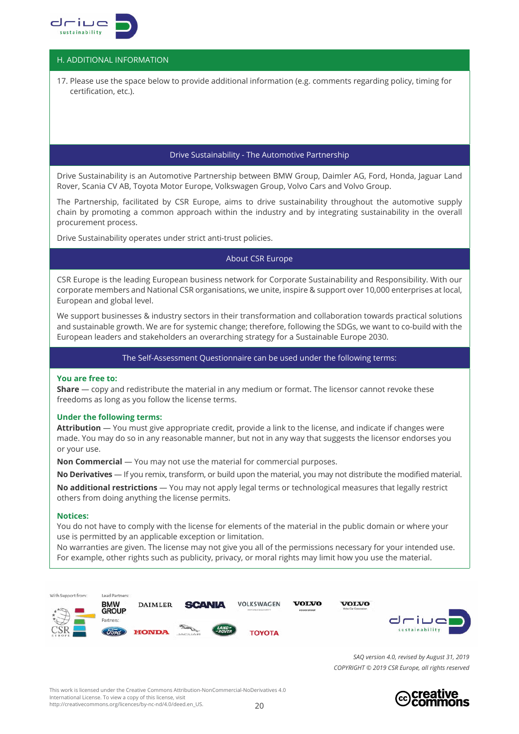## H. ADDITIONAL INFORMATION

17. Please use the space below to provide additional information (e.g. comments regarding policy, timing for certification, etc.).

## Drive Sustainability - The Automotive Partnership

Drive Sustainability is an Automotive Partnership between BMW Group, Daimler AG, Ford, Honda, Jaguar Land Rover, Scania CV AB, Toyota Motor Europe, Volkswagen Group, Volvo Cars and Volvo Group.

The Partnership, facilitated by CSR Europe, aims to drive sustainability throughout the automotive supply chain by promoting a common approach within the industry and by integrating sustainability in the overall procurement process.

Drive Sustainability operates under strict anti-trust policies.

## About CSR Europe

CSR Europe is the leading European business network for Corporate Sustainability and Responsibility. With our corporate members and National CSR organisations, we unite, inspire & support over 10,000 enterprises at local, European and global level.

We support businesses & industry sectors in their transformation and collaboration towards practical solutions and sustainable growth. We are for systemic change; therefore, following the SDGs, we want to co-build with the European leaders and stakeholders an overarching strategy for a Sustainable Europe 2030.

## The Self-Assessment Questionnaire can be used under the following terms:

**You are free to:**

**Share** — copy and redistribute the material in any medium or format. The licensor cannot revoke these freedoms as long as you follow the license terms.

**Under the following terms:**

**Attribution** — You must give appropriate credit, provide a link to the license, and indicate if changes were made. You may do so in any reasonable manner, but not in any way that suggests the licensor endorses you or your use.

**Non Commercial** — You may not use the material for commercial purposes.

**No Derivatives** — If you remix, transform, or build upon the material, you may not distribute the modified material.

**No additional restrictions** — You may not apply legal terms or technological measures that legally restrict others from doing anything the license permits.

**Notices:**

You do not have to comply with the license for elements of the material in the public domain or where your use is permitted by an applicable exception or limitation.

No warranties are given. The license may not give you all of the permissions necessary for your intended use. For example, other rights such as publicity, privacy, or moral rights may limit how you use the material.

With Support from: CSR Europe

Lead Partners: BMW Group, Daimler, Scania, Volkswagen, Volvo Group, Volvo Car Corporation

Partners: Ford, Honda, Jaguar, Land Rover, Toyota

*SAQ version 4.0, revised by August 31, 2019*

*COPYRIGHT © 2019 CSR Europe, all rights reserved*

This work is licensed under the Creative Commons Attribution-NonCommercial-NoDerivatives 4.0 International License. To view a copy of this license, visit http://creativecommons.org/licences/by-nc-nd/4.0/deed.en_US.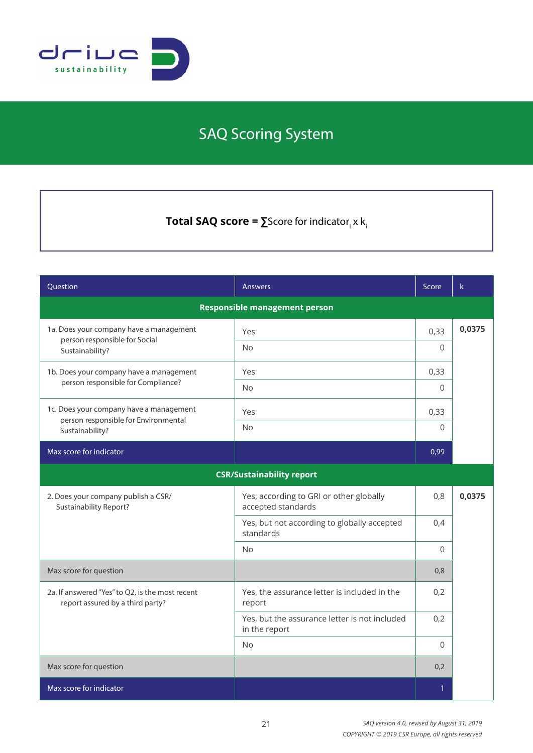# SAQ Scoring System

**Total SAQ score =** $\sum$Score for indicator$_i$ x k$_i$

| Question | Answers | Score | k |
|---|---|---|---|
| **Responsible management person** | | | |
| 1a. Does your company have a management person responsible for Social Sustainability? | Yes | 0,33 | **0,0375** |
| | No | 0 | |
| 1b. Does your company have a management person responsible for Compliance? | Yes | 0,33 | |
| | No | 0 | |
| 1c. Does your company have a management person responsible for Environmental Sustainability? | Yes | 0,33 | |
| | No | 0 | |
| Max score for indicator | | 0,99 | |
| **CSR/Sustainability report** | | | |
| 2. Does your company publish a CSR/ Sustainability Report? | Yes, according to GRI or other globally accepted standards | 0,8 | **0,0375** |
| | Yes, but not according to globally accepted standards | 0,4 | |
| | No | 0 | |
| Max score for question | | 0,8 | |
| 2a. If answered "Yes" to Q2, is the most recent report assured by a third party? | Yes, the assurance letter is included in the report | 0,2 | |
| | Yes, but the assurance letter is not included in the report | 0,2 | |
| | No | 0 | |
| Max score for question | | 0,2 | |
| Max score for indicator | | 1 | |

*SAQ version 4.0, revised by August 31, 2019*
*COPYRIGHT © 2019 CSR Europe, all rights reserved*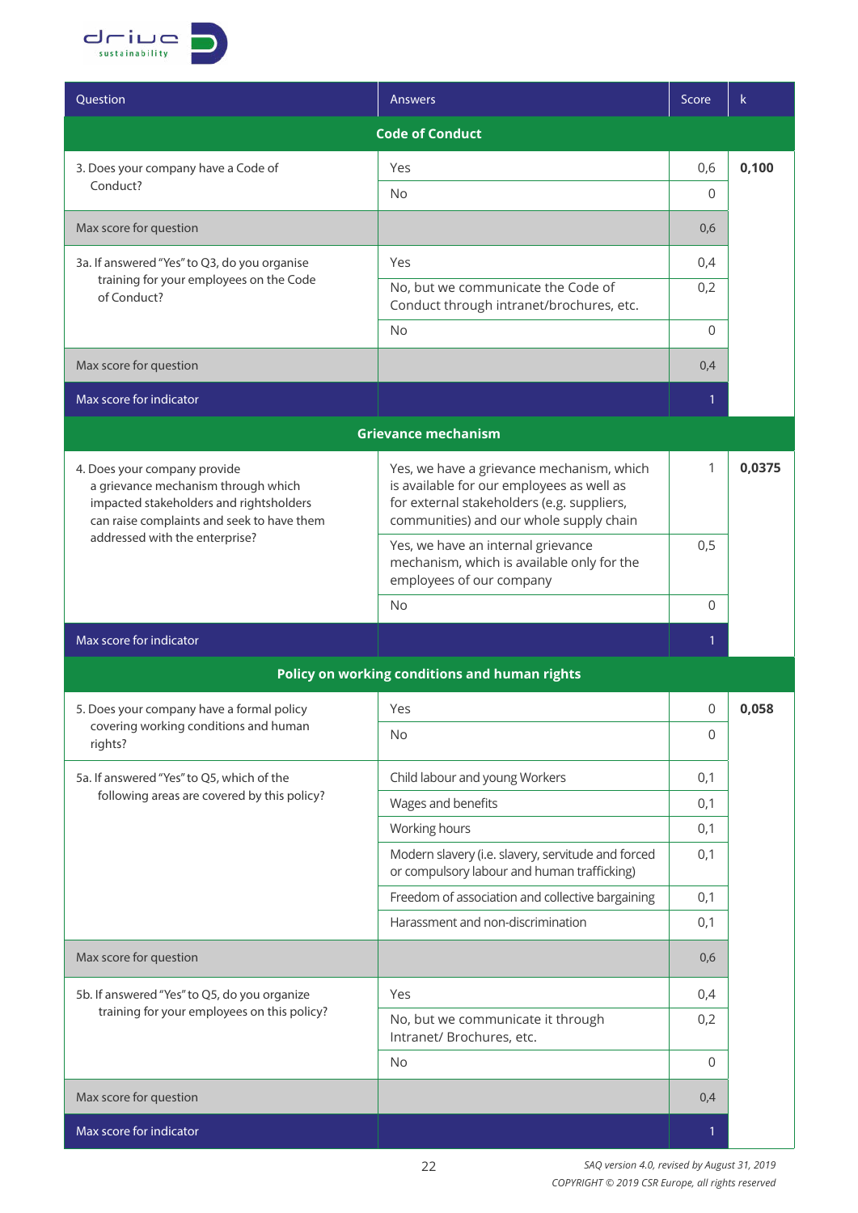| Question | Answers | Score | k |
|---|---|---|---|
| **Code of Conduct** | | | |
| 3. Does your company have a Code of Conduct? | Yes | 0,6 | **0,100** |
| | No | 0 | |
| Max score for question | | 0,6 | |
| 3a. If answered "Yes" to Q3, do you organise training for your employees on the Code of Conduct? | Yes | 0,4 | |
| | No, but we communicate the Code of Conduct through intranet/brochures, etc. | 0,2 | |
| | No | 0 | |
| Max score for question | | 0,4 | |
| Max score for indicator | | 1 | |
| **Grievance mechanism** | | | |
| 4. Does your company provide a grievance mechanism through which impacted stakeholders and rightsholders can raise complaints and seek to have them addressed with the enterprise? | Yes, we have a grievance mechanism, which is available for our employees as well as for external stakeholders (e.g. suppliers, communities) and our whole supply chain | 1 | **0,0375** |
| | Yes, we have an internal grievance mechanism, which is available only for the employees of our company | 0,5 | |
| | No | 0 | |
| Max score for indicator | | 1 | |
| **Policy on working conditions and human rights** | | | |
| 5. Does your company have a formal policy covering working conditions and human rights? | Yes | 0 | **0,058** |
| | No | 0 | |
| 5a. If answered "Yes" to Q5, which of the following areas are covered by this policy? | Child labour and young Workers | 0,1 | |
| | Wages and benefits | 0,1 | |
| | Working hours | 0,1 | |
| | Modern slavery (i.e. slavery, servitude and forced or compulsory labour and human trafficking) | 0,1 | |
| | Freedom of association and collective bargaining | 0,1 | |
| | Harassment and non-discrimination | 0,1 | |
| Max score for question | | 0,6 | |
| 5b. If answered "Yes" to Q5, do you organize training for your employees on this policy? | Yes | 0,4 | |
| | No, but we communicate it through Intranet/ Brochures, etc. | 0,2 | |
| | No | 0 | |
| Max score for question | | 0,4 | |
| Max score for indicator | | 1 | |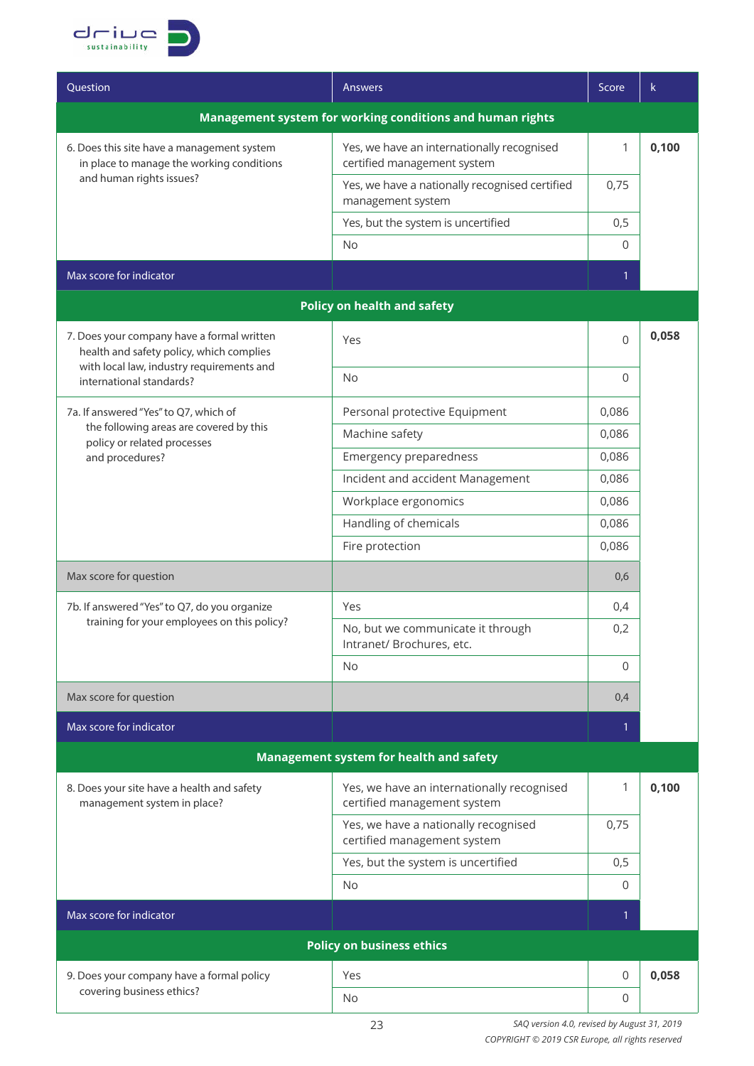| Question | Answers | Score | k |
|---|---|---|---|
| **Management system for working conditions and human rights** | | | |
| 6. Does this site have a management system in place to manage the working conditions and human rights issues? | Yes, we have an internationally recognised certified management system | 1 | **0,100** |
| | Yes, we have a nationally recognised certified management system | 0,75 | |
| | Yes, but the system is uncertified | 0,5 | |
| | No | 0 | |
| Max score for indicator | | 1 | |
| **Policy on health and safety** | | | |
| 7. Does your company have a formal written health and safety policy, which complies with local law, industry requirements and international standards? | Yes | 0 | **0,058** |
| | No | 0 | |
| 7a. If answered "Yes" to Q7, which of the following areas are covered by this policy or related processes and procedures? | Personal protective Equipment | 0,086 | |
| | Machine safety | 0,086 | |
| | Emergency preparedness | 0,086 | |
| | Incident and accident Management | 0,086 | |
| | Workplace ergonomics | 0,086 | |
| | Handling of chemicals | 0,086 | |
| | Fire protection | 0,086 | |
| Max score for question | | 0,6 | |
| 7b. If answered "Yes" to Q7, do you organize training for your employees on this policy? | Yes | 0,4 | |
| | No, but we communicate it through Intranet/ Brochures, etc. | 0,2 | |
| | No | 0 | |
| Max score for question | | 0,4 | |
| Max score for indicator | | 1 | |
| **Management system for health and safety** | | | |
| 8. Does your site have a health and safety management system in place? | Yes, we have an internationally recognised certified management system | 1 | **0,100** |
| | Yes, we have a nationally recognised certified management system | 0,75 | |
| | Yes, but the system is uncertified | 0,5 | |
| | No | 0 | |
| Max score for indicator | | 1 | |
| **Policy on business ethics** | | | |
| 9. Does your company have a formal policy covering business ethics? | Yes | 0 | **0,058** |
| | No | 0 | |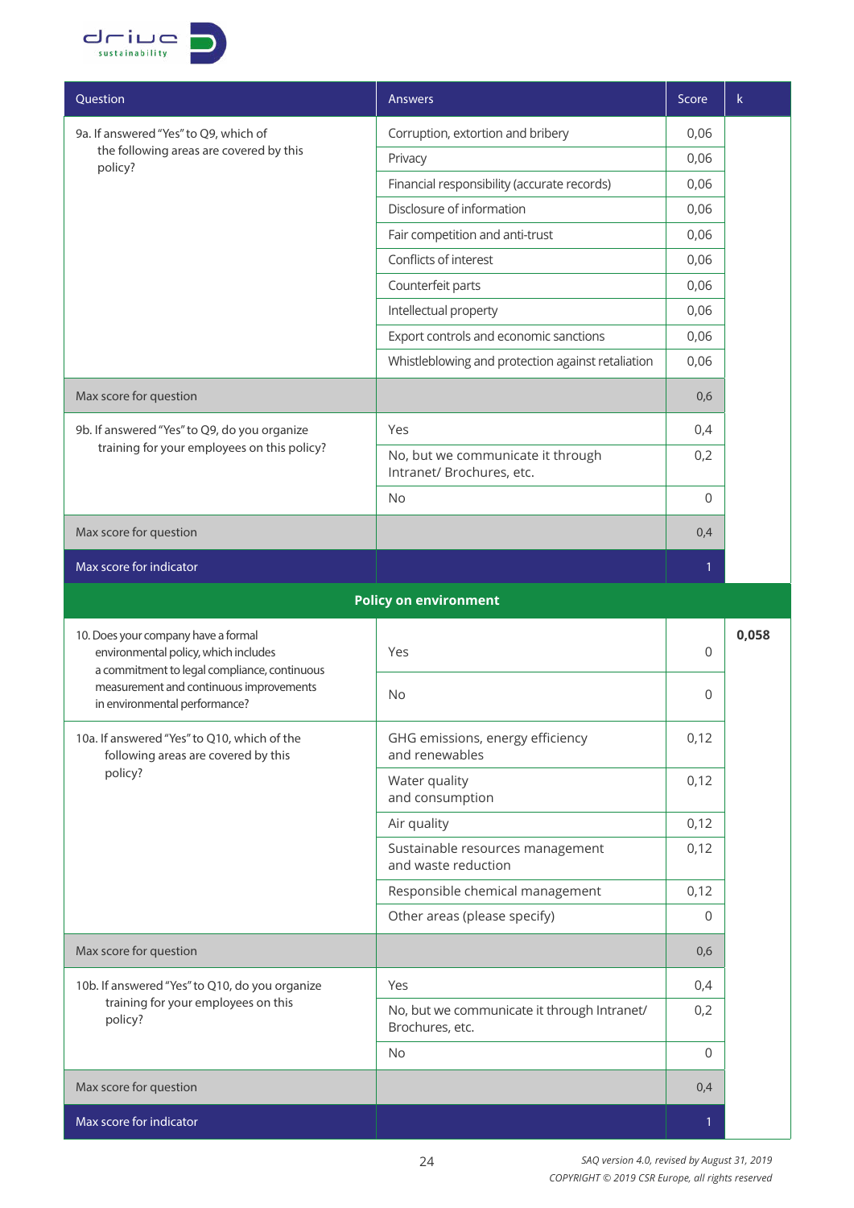| Question | Answers | Score | k |
|---|---|---|---|
| 9a. If answered "Yes" to Q9, which of the following areas are covered by this policy? | Corruption, extortion and bribery | 0,06 | |
| | Privacy | 0,06 | |
| | Financial responsibility (accurate records) | 0,06 | |
| | Disclosure of information | 0,06 | |
| | Fair competition and anti-trust | 0,06 | |
| | Conflicts of interest | 0,06 | |
| | Counterfeit parts | 0,06 | |
| | Intellectual property | 0,06 | |
| | Export controls and economic sanctions | 0,06 | |
| | Whistleblowing and protection against retaliation | 0,06 | |
| Max score for question | | 0,6 | |
| 9b. If answered "Yes" to Q9, do you organize training for your employees on this policy? | Yes | 0,4 | |
| | No, but we communicate it through Intranet/ Brochures, etc. | 0,2 | |
| | No | 0 | |
| Max score for question | | 0,4 | |
| Max score for indicator | | 1 | |
| **Policy on environment** | | | |
| 10. Does your company have a formal environmental policy, which includes a commitment to legal compliance, continuous measurement and continuous improvements in environmental performance? | Yes | 0 | **0,058** |
| | No | 0 | |
| 10a. If answered "Yes" to Q10, which of the following areas are covered by this policy? | GHG emissions, energy efficiency and renewables | 0,12 | |
| | Water quality and consumption | 0,12 | |
| | Air quality | 0,12 | |
| | Sustainable resources management and waste reduction | 0,12 | |
| | Responsible chemical management | 0,12 | |
| | Other areas (please specify) | 0 | |
| Max score for question | | 0,6 | |
| 10b. If answered "Yes" to Q10, do you organize training for your employees on this policy? | Yes | 0,4 | |
| | No, but we communicate it through Intranet/ Brochures, etc. | 0,2 | |
| | No | 0 | |
| Max score for question | | 0,4 | |
| Max score for indicator | | 1 | |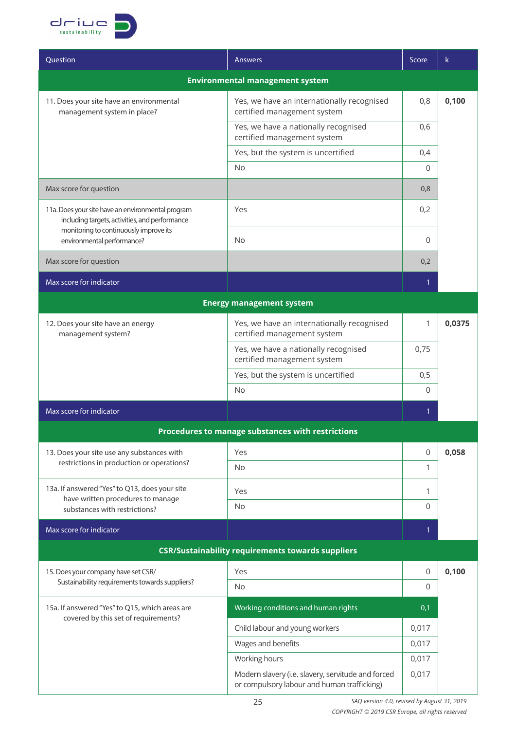| Question | Answers | Score | k |
|---|---|---|---|
| **Environmental management system** | | | |
| 11. Does your site have an environmental management system in place? | Yes, we have an internationally recognised certified management system | 0,8 | **0,100** |
| | Yes, we have a nationally recognised certified management system | 0,6 | |
| | Yes, but the system is uncertified | 0,4 | |
| | No | 0 | |
| Max score for question | | 0,8 | |
| 11a. Does your site have an environmental program including targets, activities, and performance monitoring to continuously improve its environmental performance? | Yes | 0,2 | |
| | No | 0 | |
| Max score for question | | 0,2 | |
| Max score for indicator | | 1 | |
| **Energy management system** | | | |
| 12. Does your site have an energy management system? | Yes, we have an internationally recognised certified management system | 1 | **0,0375** |
| | Yes, we have a nationally recognised certified management system | 0,75 | |
| | Yes, but the system is uncertified | 0,5 | |
| | No | 0 | |
| Max score for indicator | | 1 | |
| **Procedures to manage substances with restrictions** | | | |
| 13. Does your site use any substances with restrictions in production or operations? | Yes | 0 | **0,058** |
| | No | 1 | |
| 13a. If answered "Yes" to Q13, does your site have written procedures to manage substances with restrictions? | Yes | 1 | |
| | No | 0 | |
| Max score for indicator | | 1 | |
| **CSR/Sustainability requirements towards suppliers** | | | |
| 15. Does your company have set CSR/ Sustainability requirements towards suppliers? | Yes | 0 | **0,100** |
| | No | 0 | |
| 15a. If answered "Yes" to Q15, which areas are covered by this set of requirements? | Working conditions and human rights | 0,1 | |
| | Child labour and young workers | 0,017 | |
| | Wages and benefits | 0,017 | |
| | Working hours | 0,017 | |
| | Modern slavery (i.e. slavery, servitude and forced or compulsory labour and human trafficking) | 0,017 | |

*SAQ version 4.0, revised by August 31, 2019*
*COPYRIGHT © 2019 CSR Europe, all rights reserved*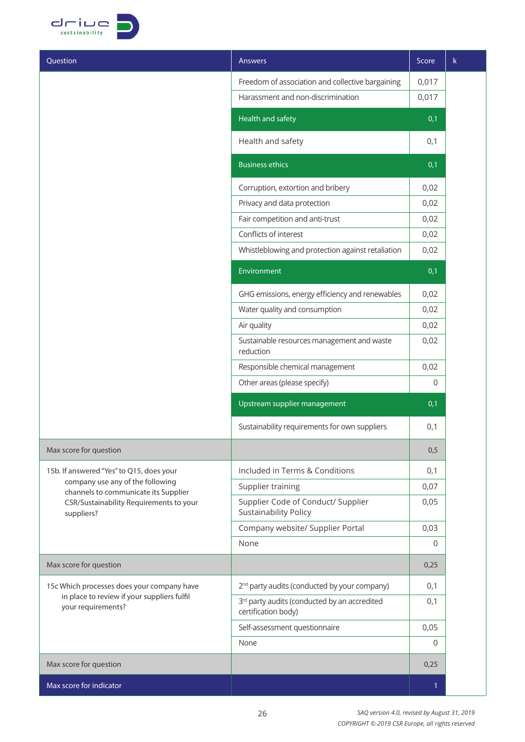| Question | Answers | Score | k |
|---|---|---|---|
| | Freedom of association and collective bargaining | 0,017 | |
| | Harassment and non-discrimination | 0,017 | |
| | **Health and safety** | **0,1** | |
| | Health and safety | 0,1 | |
| | **Business ethics** | **0,1** | |
| | Corruption, extortion and bribery | 0,02 | |
| | Privacy and data protection | 0,02 | |
| | Fair competition and anti-trust | 0,02 | |
| | Conflicts of interest | 0,02 | |
| | Whistleblowing and protection against retaliation | 0,02 | |
| | **Environment** | **0,1** | |
| | GHG emissions, energy efficiency and renewables | 0,02 | |
| | Water quality and consumption | 0,02 | |
| | Air quality | 0,02 | |
| | Sustainable resources management and waste reduction | 0,02 | |
| | Responsible chemical management | 0,02 | |
| | Other areas (please specify) | 0 | |
| | **Upstream supplier management** | **0,1** | |
| | Sustainability requirements for own suppliers | 0,1 | |
| Max score for question | | 0,5 | |
| 15b. If answered "Yes" to Q15, does your company use any of the following channels to communicate its Supplier CSR/Sustainability Requirements to your suppliers? | Included in Terms & Conditions | 0,1 | |
| | Supplier training | 0,07 | |
| | Supplier Code of Conduct/ Supplier Sustainability Policy | 0,05 | |
| | Company website/ Supplier Portal | 0,03 | |
| | None | 0 | |
| Max score for question | | 0,25 | |
| 15c Which processes does your company have in place to review if your suppliers fulfil your requirements? | 2nd party audits (conducted by your company) | 0,1 | |
| | 3rd party audits (conducted by an accredited certification body) | 0,1 | |
| | Self-assessment questionnaire | 0,05 | |
| | None | 0 | |
| Max score for question | | 0,25 | |
| **Max score for indicator** | | **1** | |

*SAQ version 4.0, revised by August 31, 2019*
*COPYRIGHT © 2019 CSR Europe, all rights reserved*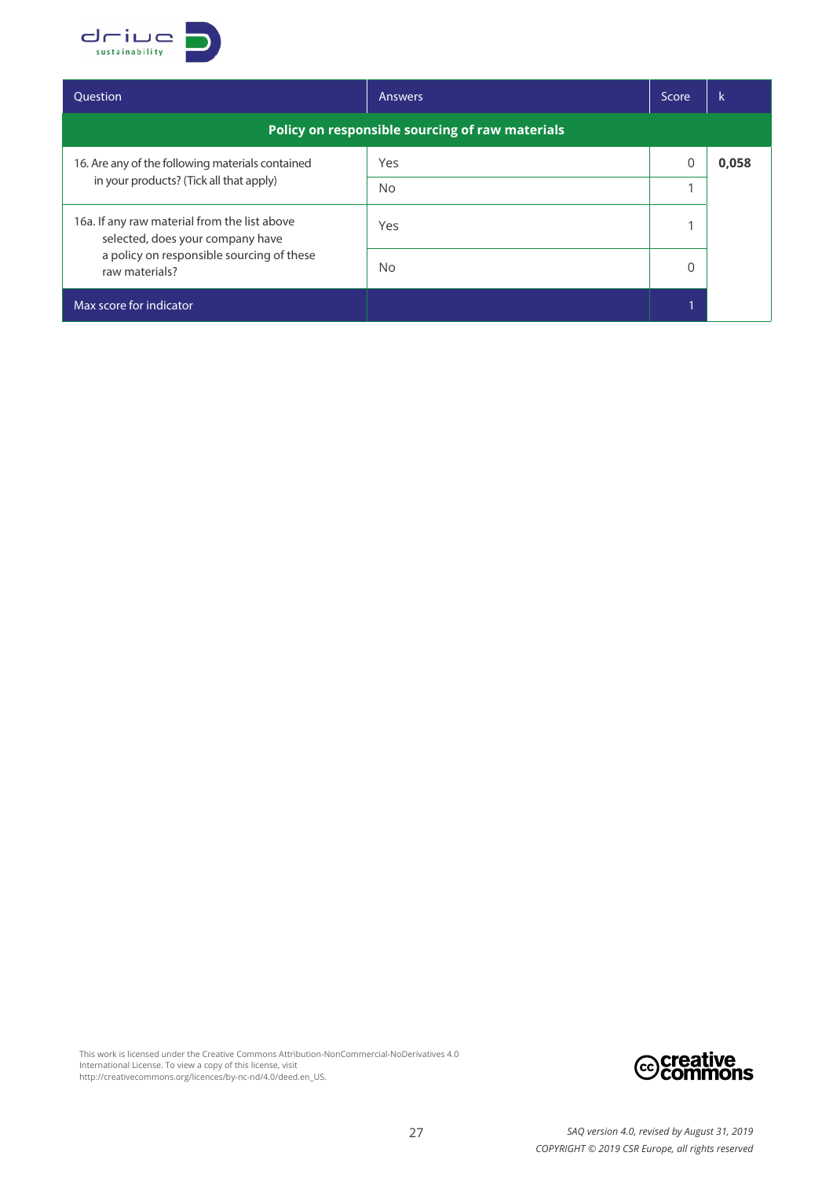| Question | Answers | Score | k |
|---|---|---|---|
| **Policy on responsible sourcing of raw materials** | | | |
| 16. Are any of the following materials contained in your products? (Tick all that apply) | Yes | 0 | **0,058** |
| | No | 1 | |
| 16a. If any raw material from the list above selected, does your company have a policy on responsible sourcing of these raw materials? | Yes | 1 | |
| | No | 0 | |
| Max score for indicator | | 1 | |

This work is licensed under the Creative Commons Attribution-NonCommercial-NoDerivatives 4.0 International License. To view a copy of this license, visit http://creativecommons.org/licences/by-nc-nd/4.0/deed.en_US.

*SAQ version 4.0, revised by August 31, 2019*
*COPYRIGHT © 2019 CSR Europe, all rights reserved*